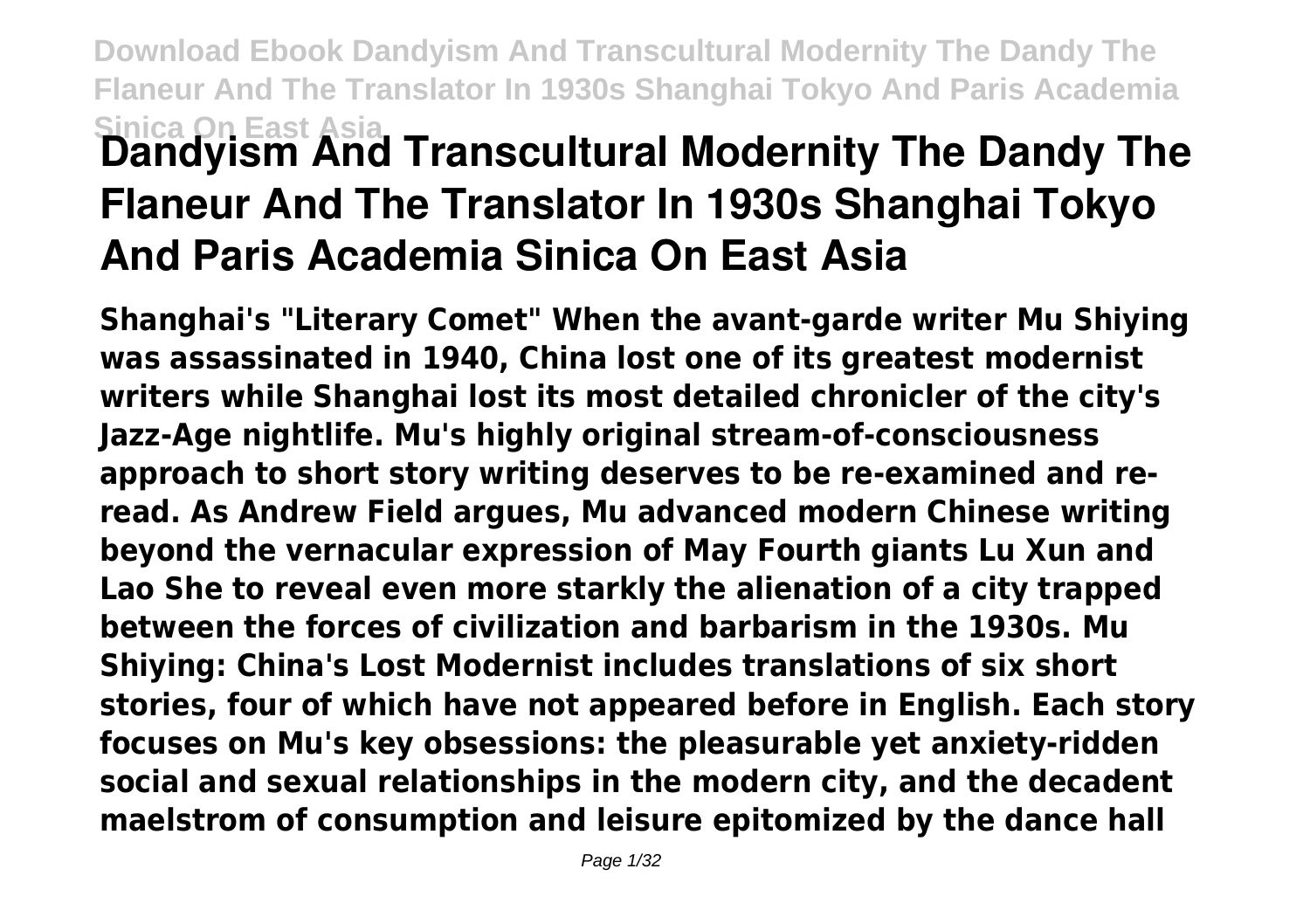**Download Ebook Dandyism And Transcultural Modernity The Dandy The Flaneur And The Translator In 1930s Shanghai Tokyo And Paris Academia Sinica On East Asia**

# Dandyism And Transcultural Modernity The Dandy The Flaneur And The Translator In 1930s Shanghai Tokyo And Paris Academia Sinica On East Asia

**Shanghai's "Literary Comet" When the avant-garde writer Mu Shiying was assassinated in 1940, China lost one of its greatest modernist writers while Shanghai lost its most detailed chronicler of the city's Jazz-Age nightlife. Mu's highly original stream-of-consciousness approach to short story writing deserves to be re-examined and re-read. As Andrew Field argues, Mu advanced modern Chinese writing beyond the vernacular expression of May Fourth giants Lu Xun and Lao She to reveal even more starkly the alienation of a city trapped between the forces of civilization and barbarism in the 1930s. Mu Shiying: China's Lost Modernist includes translations of six short stories, four of which have not appeared before in English. Each story focuses on Mu's key obsessions: the pleasurable yet anxiety-ridden social and sexual relationships in the modern city, and the decadent maelstrom of consumption and leisure epitomized by the dance hall**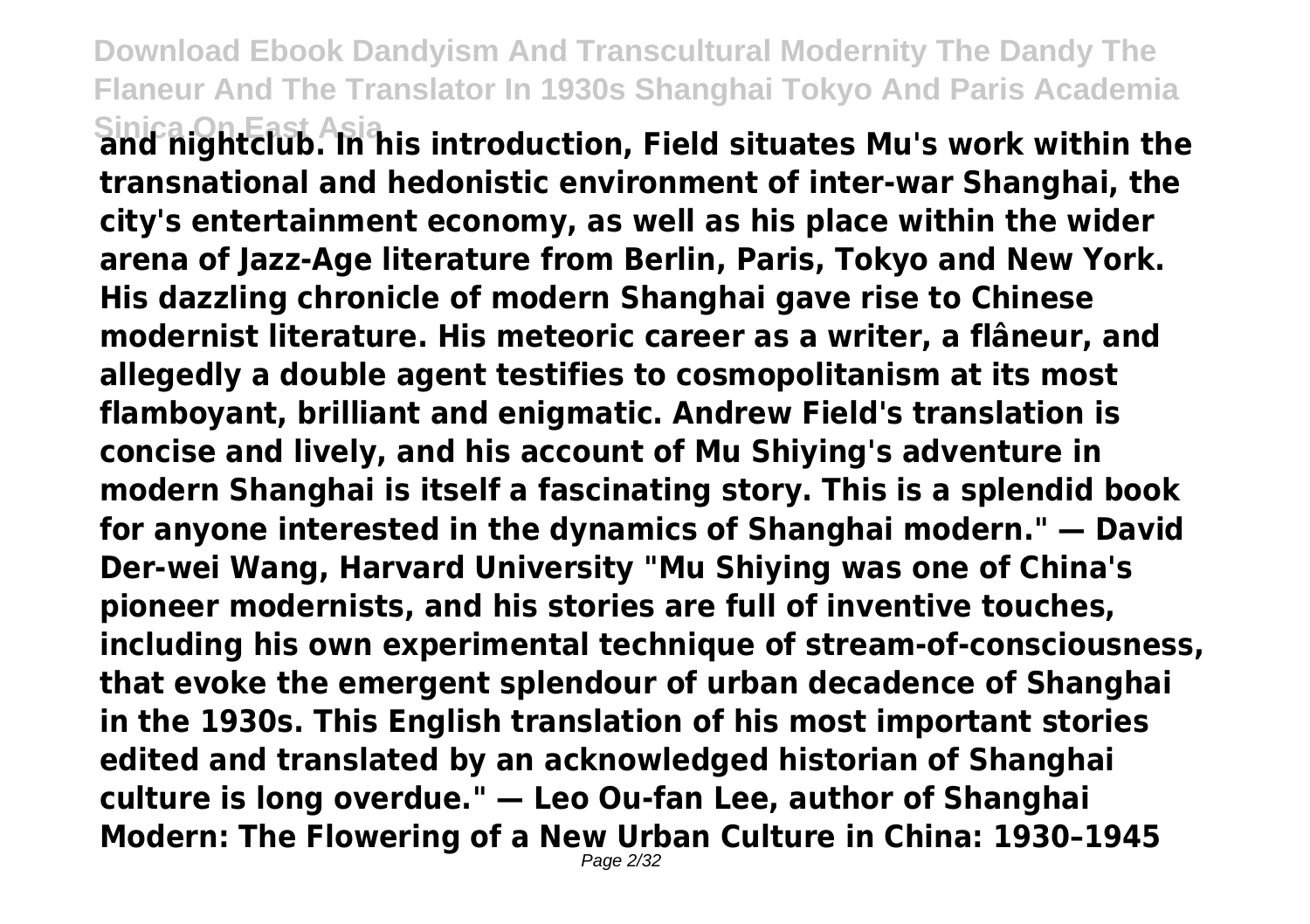**and nightclub. In his introduction, Field situates Mu's work within the transnational and hedonistic environment of inter-war Shanghai, the city's entertainment economy, as well as his place within the wider arena of Jazz-Age literature from Berlin, Paris, Tokyo and New York. His dazzling chronicle of modern Shanghai gave rise to Chinese modernist literature. His meteoric career as a writer, a flâneur, and allegedly a double agent testifies to cosmopolitanism at its most flamboyant, brilliant and enigmatic. Andrew Field's translation is concise and lively, and his account of Mu Shiying's adventure in modern Shanghai is itself a fascinating story. This is a splendid book for anyone interested in the dynamics of Shanghai modern." — David Der-wei Wang, Harvard University "Mu Shiying was one of China's pioneer modernists, and his stories are full of inventive touches, including his own experimental technique of stream-of-consciousness, that evoke the emergent splendour of urban decadence of Shanghai in the 1930s. This English translation of his most important stories edited and translated by an acknowledged historian of Shanghai culture is long overdue." — Leo Ou-fan Lee, author of Shanghai Modern: The Flowering of a New Urban Culture in China: 1930–1945**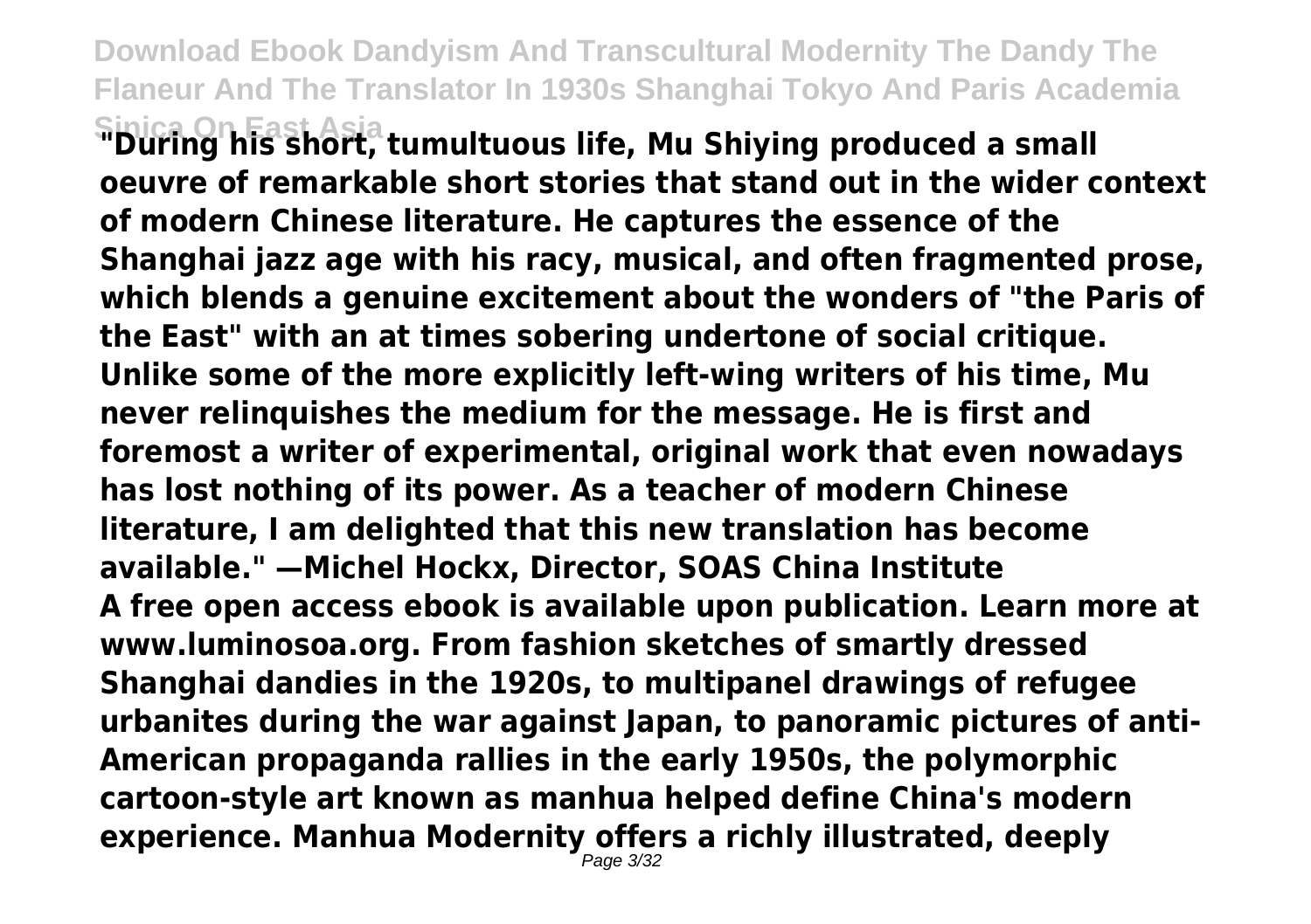"During his short, tumultuous life, Mu Shiying produced a small oeuvre of remarkable short stories that stand out in the wider context of modern Chinese literature. He captures the essence of the Shanghai jazz age with his racy, musical, and often fragmented prose, which blends a genuine excitement about the wonders of "the Paris of the East" with an at times sobering undertone of social critique. Unlike some of the more explicitly left-wing writers of his time, Mu never relinquishes the medium for the message. He is first and foremost a writer of experimental, original work that even nowadays has lost nothing of its power. As a teacher of modern Chinese literature, I am delighted that this new translation has become available." —Michel Hockx, Director, SOAS China Institute

A free open access ebook is available upon publication. Learn more at www.luminosoa.org. From fashion sketches of smartly dressed Shanghai dandies in the 1920s, to multipanel drawings of refugee urbanites during the war against Japan, to panoramic pictures of anti-American propaganda rallies in the early 1950s, the polymorphic cartoon-style art known as manhua helped define China's modern experience. Manhua Modernity offers a richly illustrated, deeply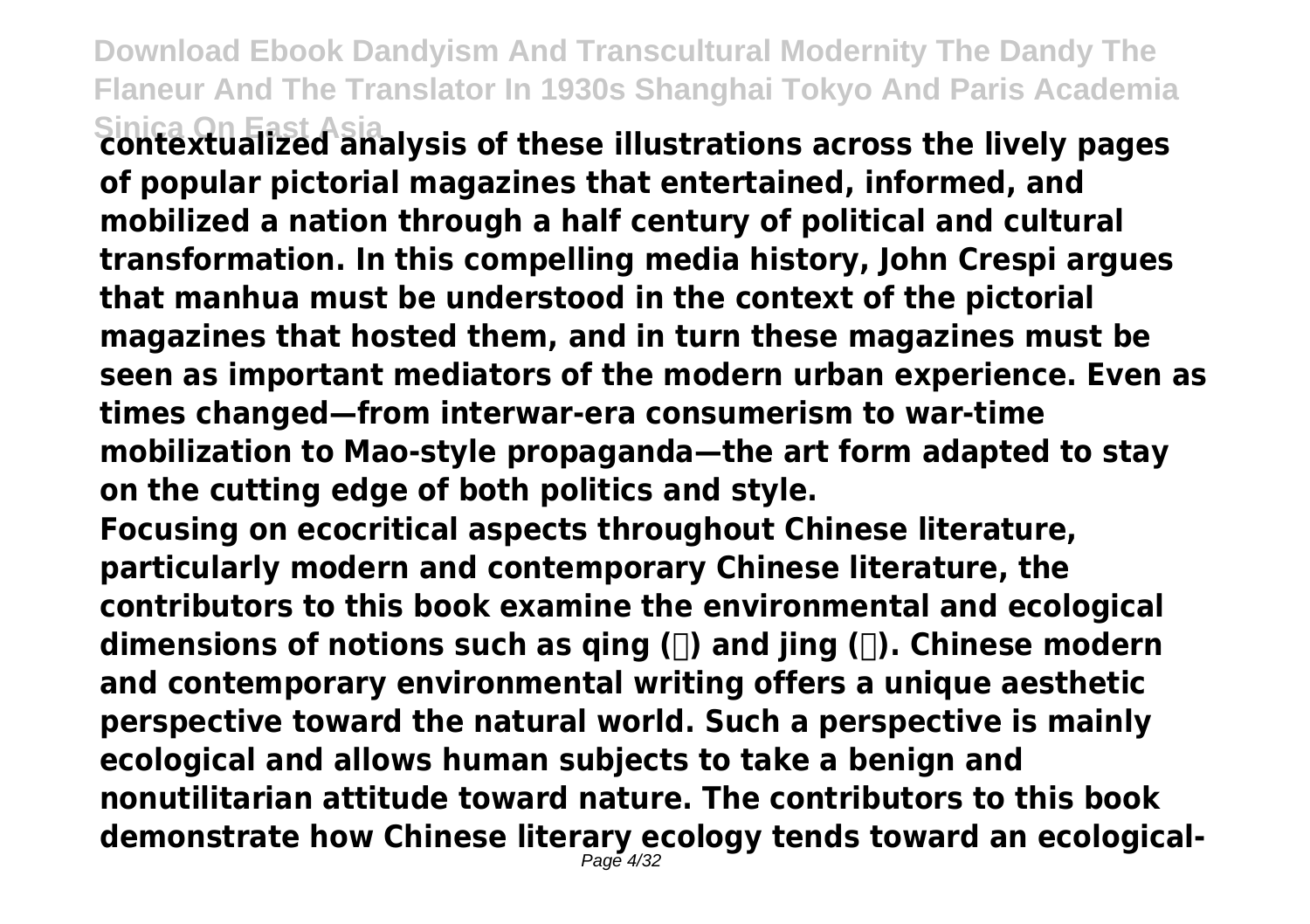**contextualized analysis of these illustrations across the lively pages of popular pictorial magazines that entertained, informed, and mobilized a nation through a half century of political and cultural transformation. In this compelling media history, John Crespi argues that manhua must be understood in the context of the pictorial magazines that hosted them, and in turn these magazines must be seen as important mediators of the modern urban experience. Even as times changed—from interwar-era consumerism to war-time mobilization to Mao-style propaganda—the art form adapted to stay on the cutting edge of both politics and style.**

**Focusing on ecocritical aspects throughout Chinese literature, particularly modern and contemporary Chinese literature, the contributors to this book examine the environmental and ecological dimensions of notions such as qing (情) and jing (境). Chinese modern and contemporary environmental writing offers a unique aesthetic perspective toward the natural world. Such a perspective is mainly ecological and allows human subjects to take a benign and nonutilitarian attitude toward nature. The contributors to this book demonstrate how Chinese literary ecology tends toward an ecological-**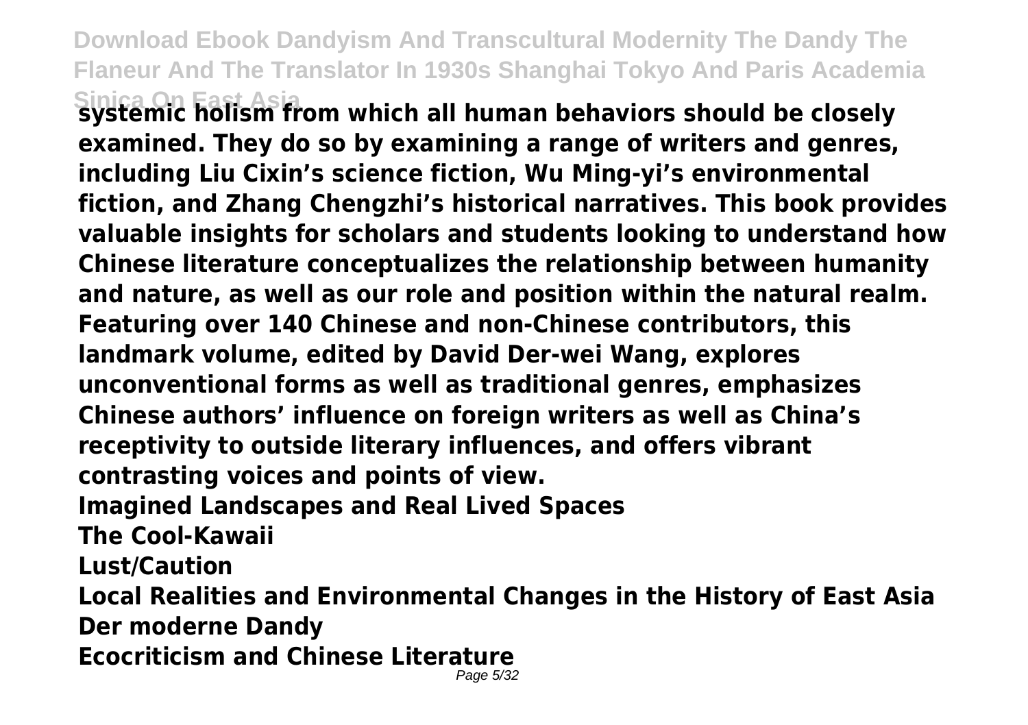**systemic holism from which all human behaviors should be closely examined. They do so by examining a range of writers and genres, including Liu Cixin's science fiction, Wu Ming-yi's environmental fiction, and Zhang Chengzhi's historical narratives. This book provides valuable insights for scholars and students looking to understand how Chinese literature conceptualizes the relationship between humanity and nature, as well as our role and position within the natural realm. Featuring over 140 Chinese and non-Chinese contributors, this landmark volume, edited by David Der-wei Wang, explores unconventional forms as well as traditional genres, emphasizes Chinese authors' influence on foreign writers as well as China's receptivity to outside literary influences, and offers vibrant contrasting voices and points of view.**

**Imagined Landscapes and Real Lived Spaces**

**The Cool-Kawaii**

**Lust/Caution**

**Local Realities and Environmental Changes in the History of East Asia**

**Der moderne Dandy**

**Ecocriticism and Chinese Literature**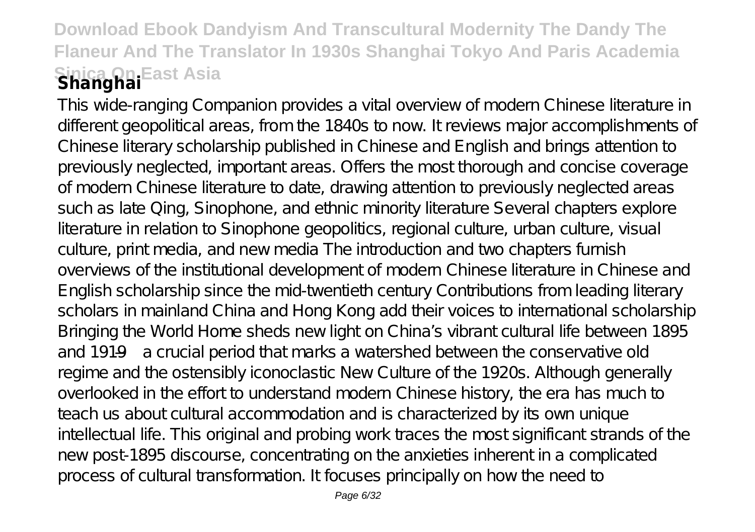**Shanghai**

This wide-ranging Companion provides a vital overview of modern Chinese literature in different geopolitical areas, from the 1840s to now. It reviews major accomplishments of Chinese literary scholarship published in Chinese and English and brings attention to previously neglected, important areas. Offers the most thorough and concise coverage of modern Chinese literature to date, drawing attention to previously neglected areas such as late Qing, Sinophone, and ethnic minority literature Several chapters explore literature in relation to Sinophone geopolitics, regional culture, urban culture, visual culture, print media, and new media The introduction and two chapters furnish overviews of the institutional development of modern Chinese literature in Chinese and English scholarship since the mid-twentieth century Contributions from leading literary scholars in mainland China and Hong Kong add their voices to international scholarship Bringing the World Home sheds new light on China's vibrant cultural life between 1895 and 1919—a crucial period that marks a watershed between the conservative old regime and the ostensibly iconoclastic New Culture of the 1920s. Although generally overlooked in the effort to understand modern Chinese history, the era has much to teach us about cultural accommodation and is characterized by its own unique intellectual life. This original and probing work traces the most significant strands of the new post-1895 discourse, concentrating on the anxieties inherent in a complicated process of cultural transformation. It focuses principally on how the need to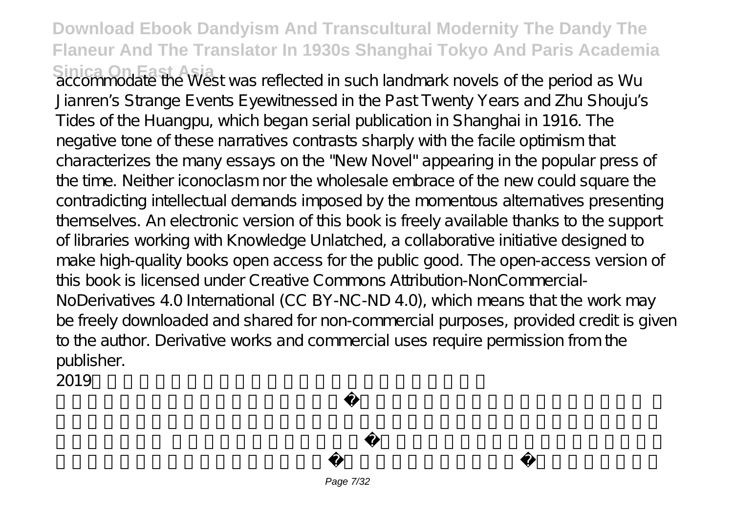accommodate the West was reflected in such landmark novels of the period as Wu Jianren's Strange Events Eyewitnessed in the Past Twenty Years and Zhu Shouju's Tides of the Huangpu, which began serial publication in Shanghai in 1916. The negative tone of these narratives contrasts sharply with the facile optimism that characterizes the many essays on the "New Novel" appearing in the popular press of the time. Neither iconoclasm nor the wholesale embrace of the new could square the contradicting intellectual demands imposed by the momentous alternatives presenting themselves. An electronic version of this book is freely available thanks to the support of libraries working with Knowledge Unlatched, a collaborative initiative designed to make high-quality books open access for the public good. The open-access version of this book is licensed under Creative Commons Attribution-NonCommercial-NoDerivatives 4.0 International (CC BY-NC-ND 4.0), which means that the work may be freely downloaded and shared for non-commercial purposes, provided credit is given to the author. Derivative works and commercial uses require permission from the publisher.

2019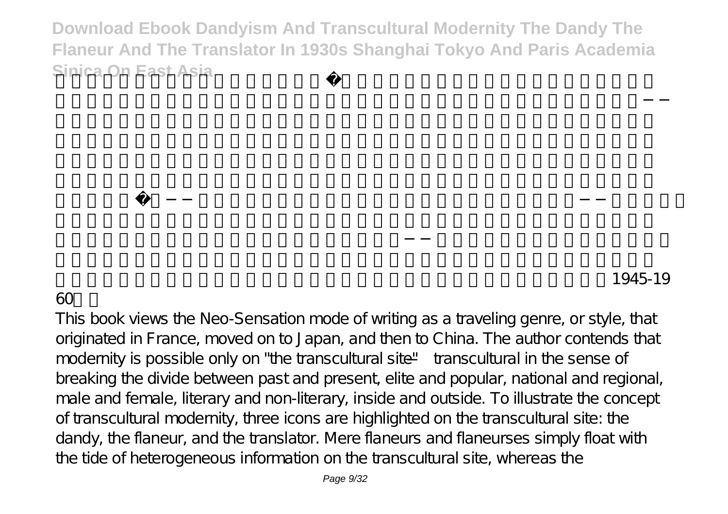This book views the Neo-Sensation mode of writing as a traveling genre, or style, that originated in France, moved on to Japan, and then to China. The author contends that modernity is possible only on "the transcultural site"—transcultural in the sense of breaking the divide between past and present, elite and popular, national and regional, male and female, literary and non-literary, inside and outside. To illustrate the concept of transcultural modernity, three icons are highlighted on the transcultural site: the dandy, the flaneur, and the translator. Mere flaneurs and flaneurses simply float with the tide of heterogeneous information on the transcultural site, whereas the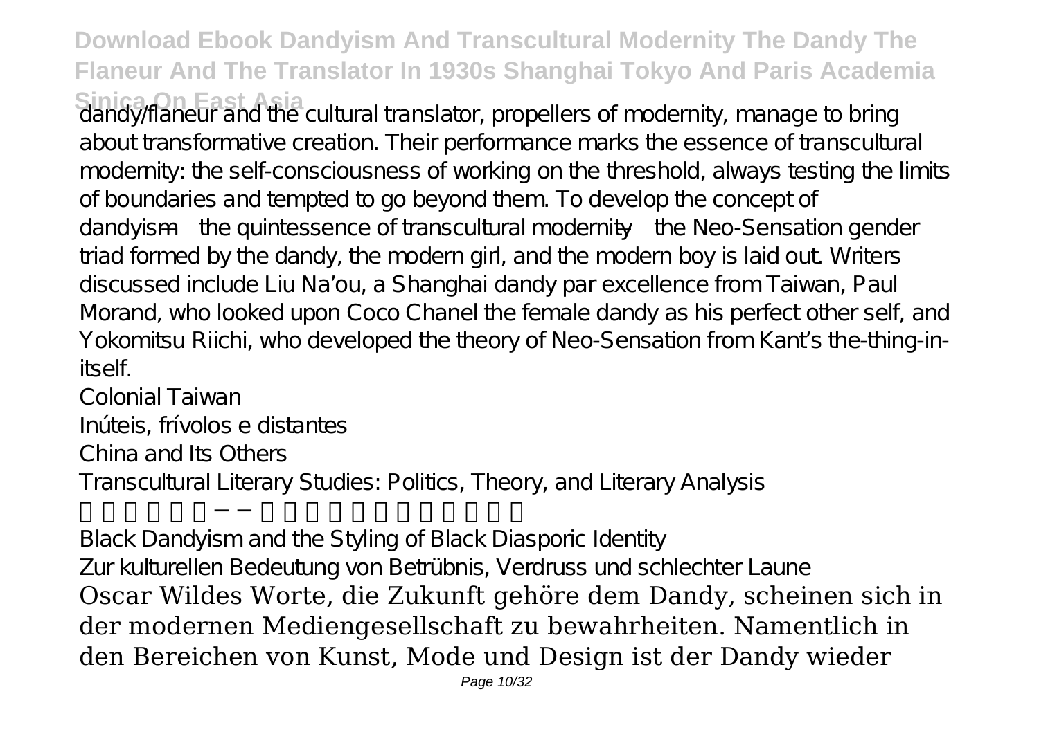dandy/flaneur and the cultural translator, propellers of modernity, manage to bring about transformative creation. Their performance marks the essence of transcultural modernity: the self-consciousness of working on the threshold, always testing the limits of boundaries and tempted to go beyond them. To develop the concept of dandyism—the quintessence of transcultural modernity—the Neo-Sensation gender triad formed by the dandy, the modern girl, and the modern boy is laid out. Writers discussed include Liu Na'ou, a Shanghai dandy par excellence from Taiwan, Paul Morand, who looked upon Coco Chanel the female dandy as his perfect other self, and Yokomitsu Riichi, who developed the theory of Neo-Sensation from Kant's the-thing-in-itself.

Colonial Taiwan

Inúteis, frívolos e distantes

China and Its Others

Transcultural Literary Studies: Politics, Theory, and Literary Analysis

Black Dandyism and the Styling of Black Diasporic Identity

Zur kulturellen Bedeutung von Betrübnis, Verdruss und schlechter Laune

Oscar Wildes Worte, die Zukunft gehöre dem Dandy, scheinen sich in der modernen Mediengesellschaft zu bewahrheiten. Namentlich in den Bereichen von Kunst, Mode und Design ist der Dandy wieder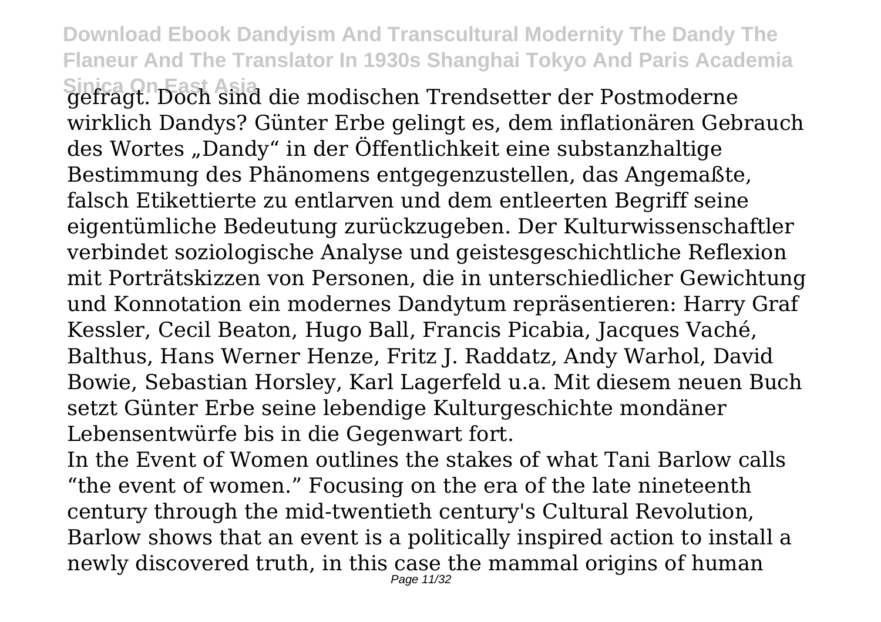gefragt. Doch sind die modischen Trendsetter der Postmoderne wirklich Dandys? Günter Erbe gelingt es, dem inflationären Gebrauch des Wortes „Dandy" in der Öffentlichkeit eine substanzhaltige Bestimmung des Phänomens entgegenzustellen, das Angemaßte, falsch Etikettierte zu entlarven und dem entleerten Begriff seine eigentümliche Bedeutung zurückzugeben. Der Kulturwissenschaftler verbindet soziologische Analyse und geistesgeschichtliche Reflexion mit Porträtskizzen von Personen, die in unterschiedlicher Gewichtung und Konnotation ein modernes Dandytum repräsentieren: Harry Graf Kessler, Cecil Beaton, Hugo Ball, Francis Picabia, Jacques Vaché, Balthus, Hans Werner Henze, Fritz J. Raddatz, Andy Warhol, David Bowie, Sebastian Horsley, Karl Lagerfeld u.a. Mit diesem neuen Buch setzt Günter Erbe seine lebendige Kulturgeschichte mondäner Lebensentwürfe bis in die Gegenwart fort.

In the Event of Women outlines the stakes of what Tani Barlow calls "the event of women." Focusing on the era of the late nineteenth century through the mid-twentieth century's Cultural Revolution, Barlow shows that an event is a politically inspired action to install a newly discovered truth, in this case the mammal origins of human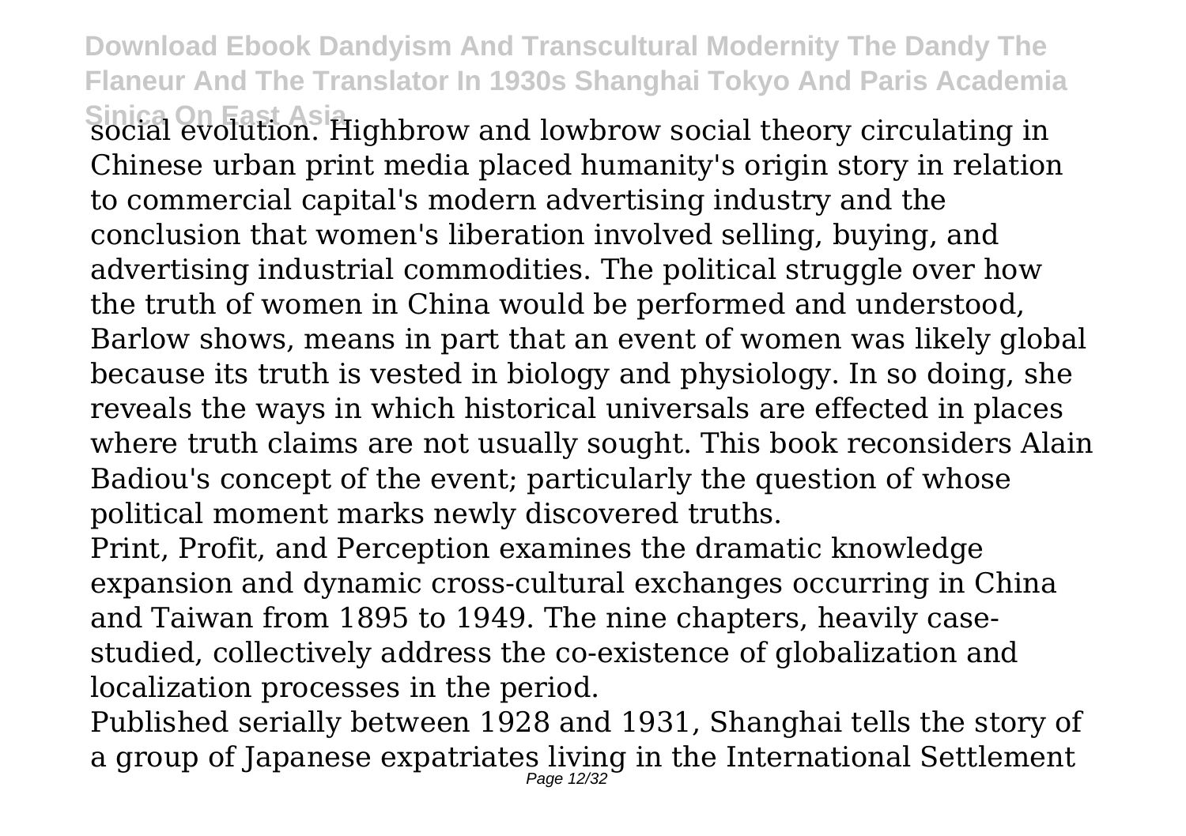social evolution. Highbrow and lowbrow social theory circulating in Chinese urban print media placed humanity's origin story in relation to commercial capital's modern advertising industry and the conclusion that women's liberation involved selling, buying, and advertising industrial commodities. The political struggle over how the truth of women in China would be performed and understood, Barlow shows, means in part that an event of women was likely global because its truth is vested in biology and physiology. In so doing, she reveals the ways in which historical universals are effected in places where truth claims are not usually sought. This book reconsiders Alain Badiou's concept of the event; particularly the question of whose political moment marks newly discovered truths.

Print, Profit, and Perception examines the dramatic knowledge expansion and dynamic cross-cultural exchanges occurring in China and Taiwan from 1895 to 1949. The nine chapters, heavily case-studied, collectively address the co-existence of globalization and localization processes in the period.

Published serially between 1928 and 1931, Shanghai tells the story of a group of Japanese expatriates living in the International Settlement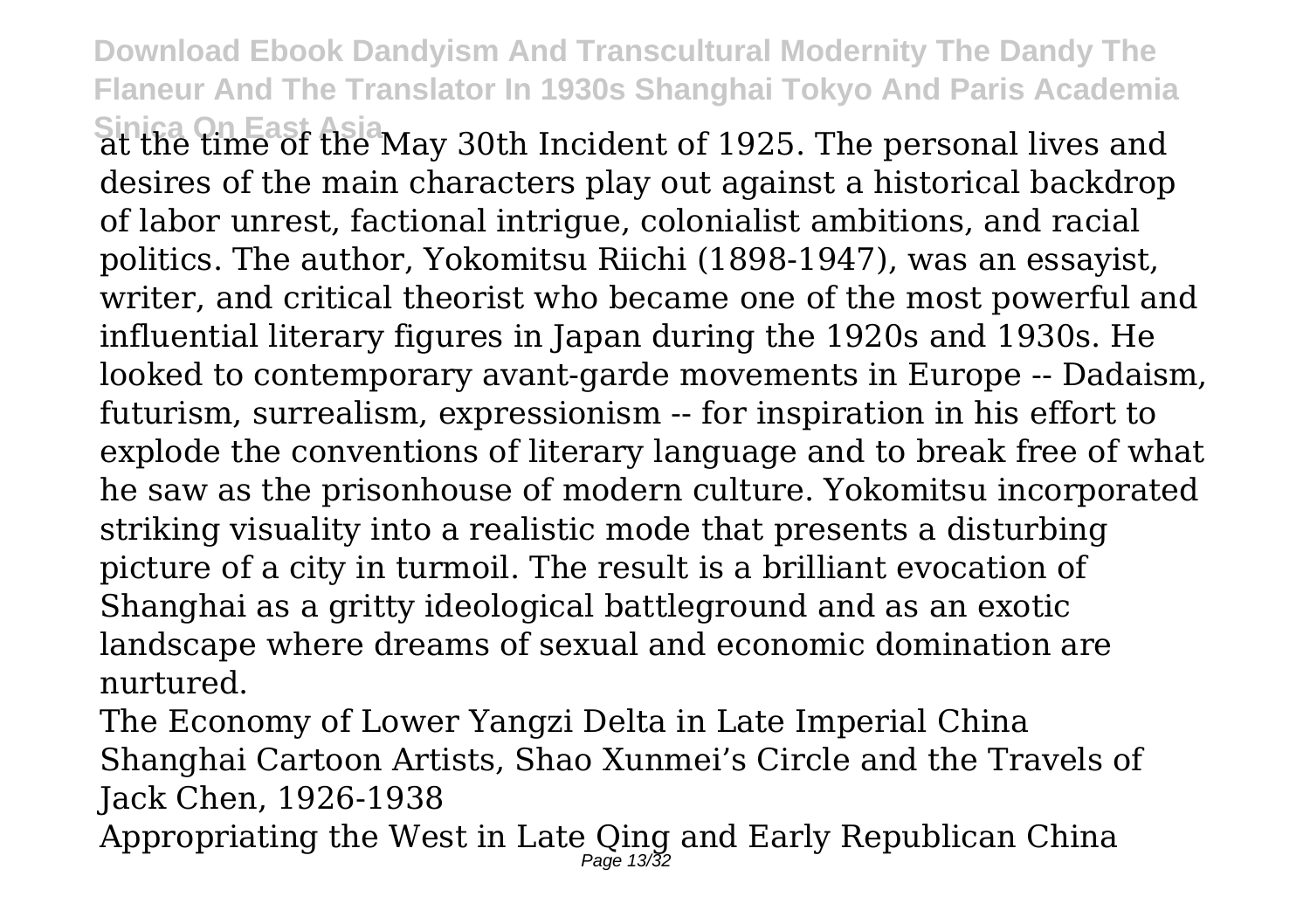at the time of the May 30th Incident of 1925. The personal lives and desires of the main characters play out against a historical backdrop of labor unrest, factional intrigue, colonialist ambitions, and racial politics. The author, Yokomitsu Riichi (1898-1947), was an essayist, writer, and critical theorist who became one of the most powerful and influential literary figures in Japan during the 1920s and 1930s. He looked to contemporary avant-garde movements in Europe -- Dadaism, futurism, surrealism, expressionism -- for inspiration in his effort to explode the conventions of literary language and to break free of what he saw as the prisonhouse of modern culture. Yokomitsu incorporated striking visuality into a realistic mode that presents a disturbing picture of a city in turmoil. The result is a brilliant evocation of Shanghai as a gritty ideological battleground and as an exotic landscape where dreams of sexual and economic domination are nurtured.

The Economy of Lower Yangzi Delta in Late Imperial China

Shanghai Cartoon Artists, Shao Xunmei's Circle and the Travels of Jack Chen, 1926-1938

Appropriating the West in Late Qing and Early Republican China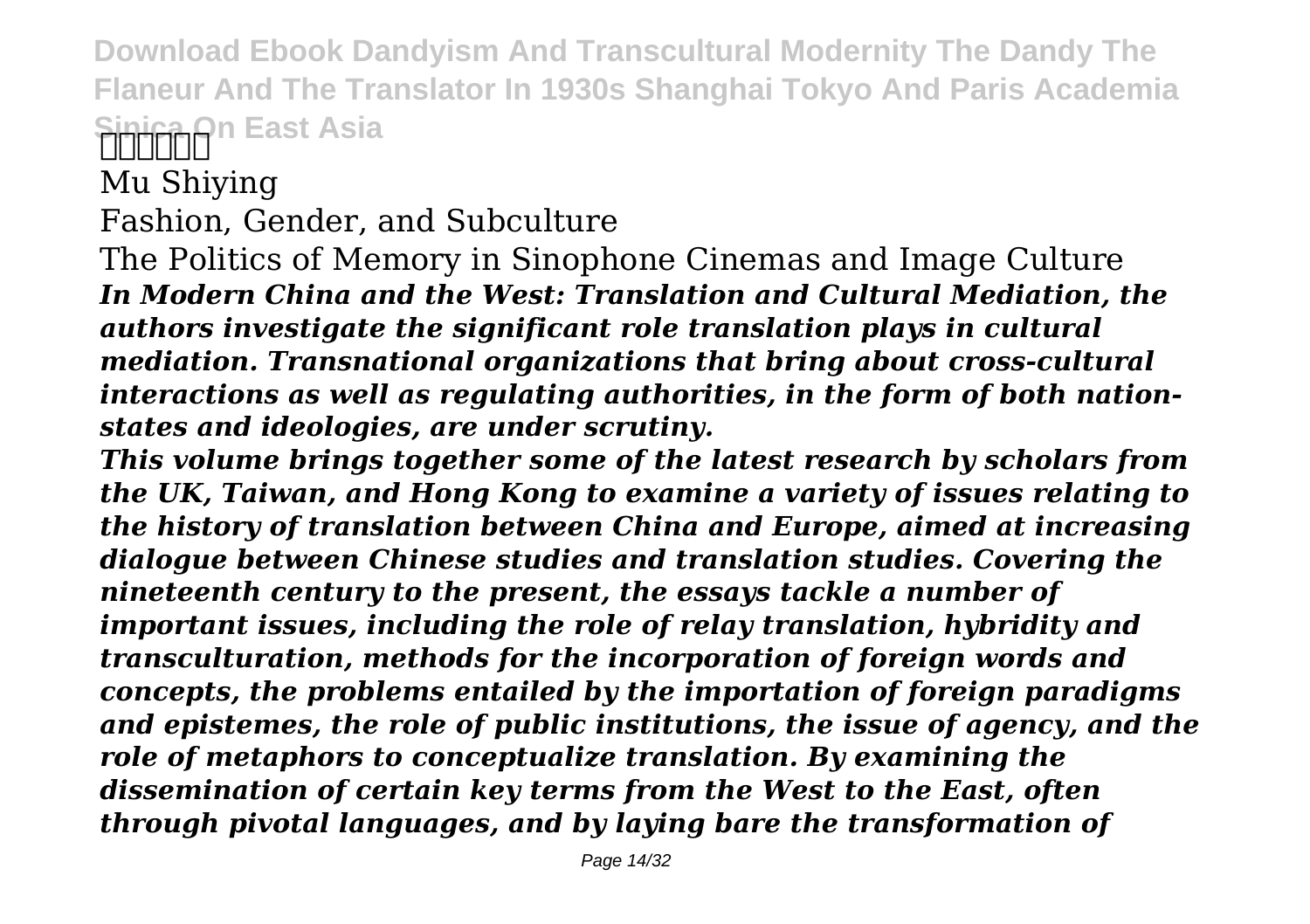Mu Shiying

Fashion, Gender, and Subculture

The Politics of Memory in Sinophone Cinemas and Image Culture

***In Modern China and the West: Translation and Cultural Mediation, the authors investigate the significant role translation plays in cultural mediation. Transnational organizations that bring about cross-cultural interactions as well as regulating authorities, in the form of both nation-states and ideologies, are under scrutiny.***

***This volume brings together some of the latest research by scholars from the UK, Taiwan, and Hong Kong to examine a variety of issues relating to the history of translation between China and Europe, aimed at increasing dialogue between Chinese studies and translation studies. Covering the nineteenth century to the present, the essays tackle a number of important issues, including the role of relay translation, hybridity and transculturation, methods for the incorporation of foreign words and concepts, the problems entailed by the importation of foreign paradigms and epistemes, the role of public institutions, the issue of agency, and the role of metaphors to conceptualize translation. By examining the dissemination of certain key terms from the West to the East, often through pivotal languages, and by laying bare the transformation of***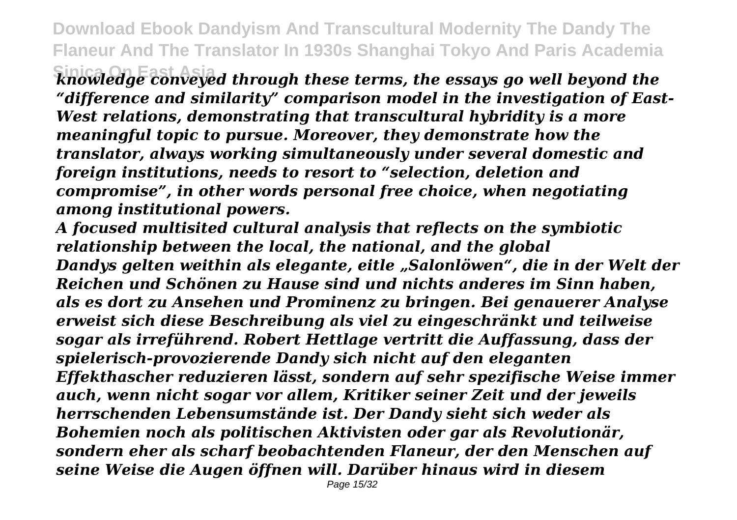*knowledge conveyed through these terms, the essays go well beyond the "difference and similarity" comparison model in the investigation of East-West relations, demonstrating that transcultural hybridity is a more meaningful topic to pursue. Moreover, they demonstrate how the translator, always working simultaneously under several domestic and foreign institutions, needs to resort to "selection, deletion and compromise", in other words personal free choice, when negotiating among institutional powers.*

*A focused multisited cultural analysis that reflects on the symbiotic relationship between the local, the national, and the global*

*Dandys gelten weithin als elegante, eitle „Salonlöwen", die in der Welt der Reichen und Schönen zu Hause sind und nichts anderes im Sinn haben, als es dort zu Ansehen und Prominenz zu bringen. Bei genauerer Analyse erweist sich diese Beschreibung als viel zu eingeschränkt und teilweise sogar als irreführend. Robert Hettlage vertritt die Auffassung, dass der spielerisch-provozierende Dandy sich nicht auf den eleganten Effekthascher reduzieren lässt, sondern auf sehr spezifische Weise immer auch, wenn nicht sogar vor allem, Kritiker seiner Zeit und der jeweils herrschenden Lebensumstände ist. Der Dandy sieht sich weder als Bohemien noch als politischen Aktivisten oder gar als Revolutionär, sondern eher als scharf beobachtenden Flaneur, der den Menschen auf seine Weise die Augen öffnen will. Darüber hinaus wird in diesem*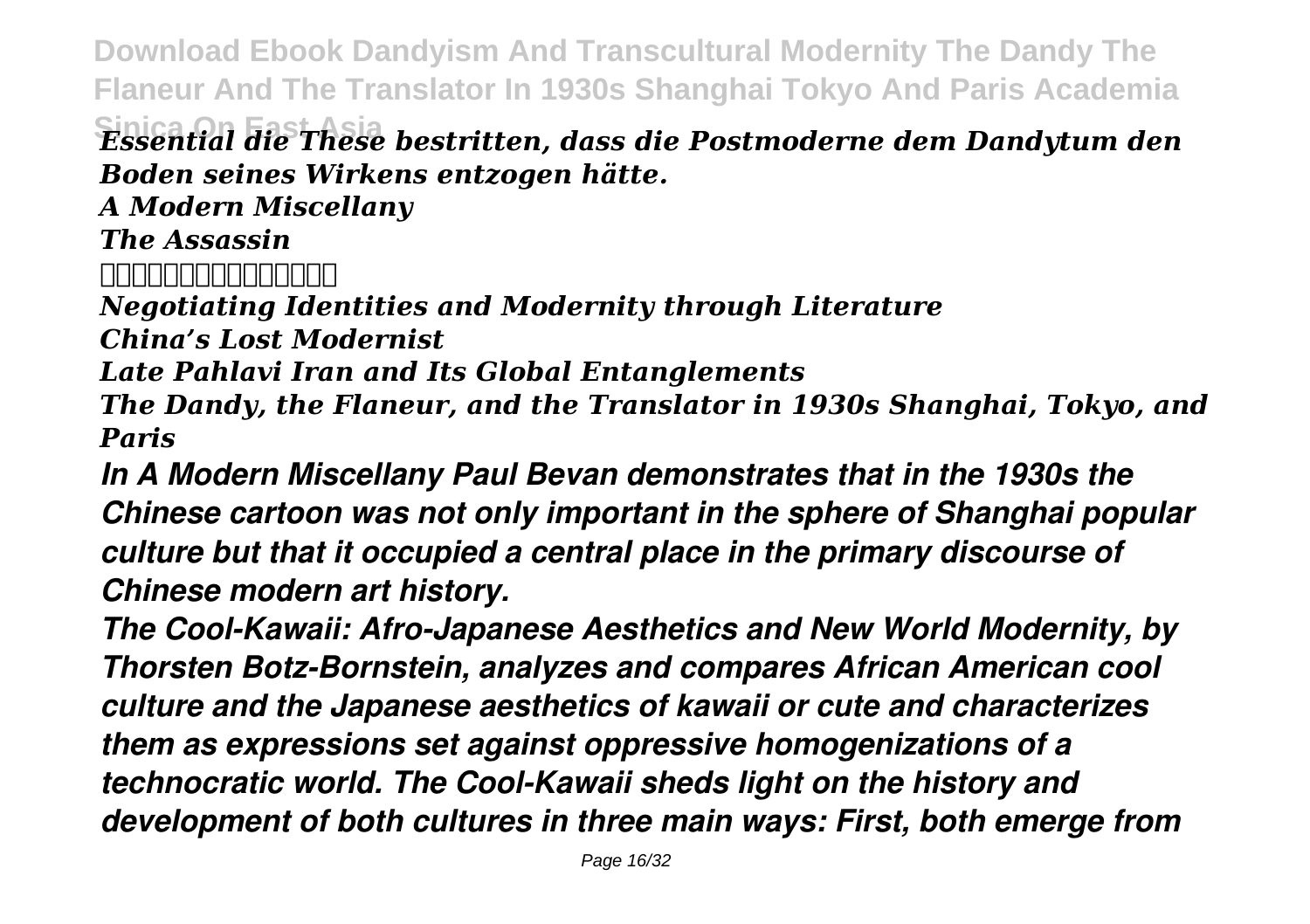*Essential die These bestritten, dass die Postmoderne dem Dandytum den Boden seines Wirkens entzogen hätte.*

*A Modern Miscellany*

*The Assassin*

□□□□□□□□□□□□□□□

*Negotiating Identities and Modernity through Literature*

*China's Lost Modernist*

*Late Pahlavi Iran and Its Global Entanglements*

*The Dandy, the Flaneur, and the Translator in 1930s Shanghai, Tokyo, and Paris*

***In A Modern Miscellany Paul Bevan demonstrates that in the 1930s the Chinese cartoon was not only important in the sphere of Shanghai popular culture but that it occupied a central place in the primary discourse of Chinese modern art history.***

***The Cool-Kawaii: Afro-Japanese Aesthetics and New World Modernity, by Thorsten Botz-Bornstein, analyzes and compares African American cool culture and the Japanese aesthetics of kawaii or cute and characterizes them as expressions set against oppressive homogenizations of a technocratic world. The Cool-Kawaii sheds light on the history and development of both cultures in three main ways: First, both emerge from***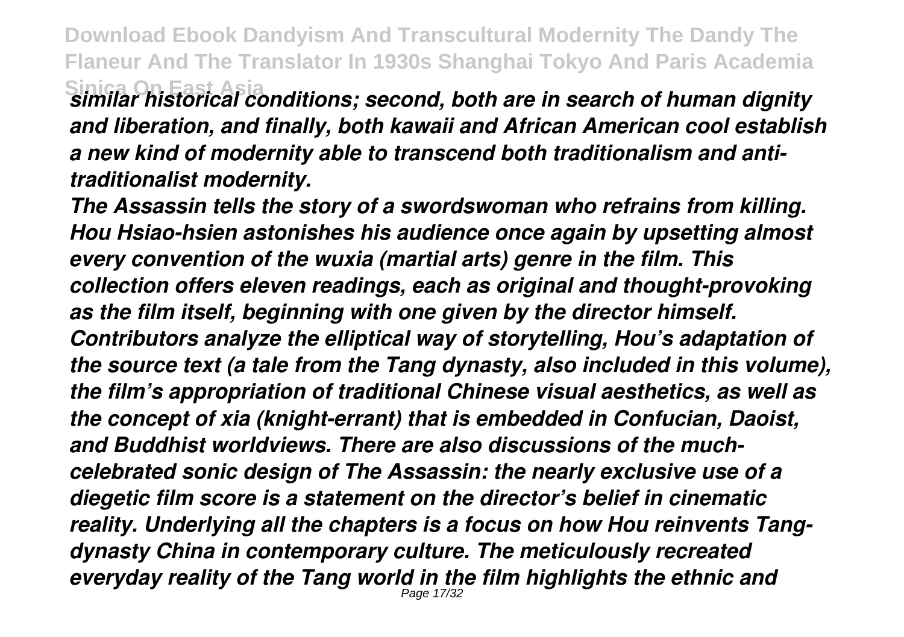*similar historical conditions; second, both are in search of human dignity and liberation, and finally, both kawaii and African American cool establish a new kind of modernity able to transcend both traditionalism and anti-traditionalist modernity.*

*The Assassin tells the story of a swordswoman who refrains from killing. Hou Hsiao-hsien astonishes his audience once again by upsetting almost every convention of the wuxia (martial arts) genre in the film. This collection offers eleven readings, each as original and thought-provoking as the film itself, beginning with one given by the director himself. Contributors analyze the elliptical way of storytelling, Hou's adaptation of the source text (a tale from the Tang dynasty, also included in this volume), the film's appropriation of traditional Chinese visual aesthetics, as well as the concept of xia (knight-errant) that is embedded in Confucian, Daoist, and Buddhist worldviews. There are also discussions of the much-celebrated sonic design of The Assassin: the nearly exclusive use of a diegetic film score is a statement on the director's belief in cinematic reality. Underlying all the chapters is a focus on how Hou reinvents Tang-dynasty China in contemporary culture. The meticulously recreated everyday reality of the Tang world in the film highlights the ethnic and*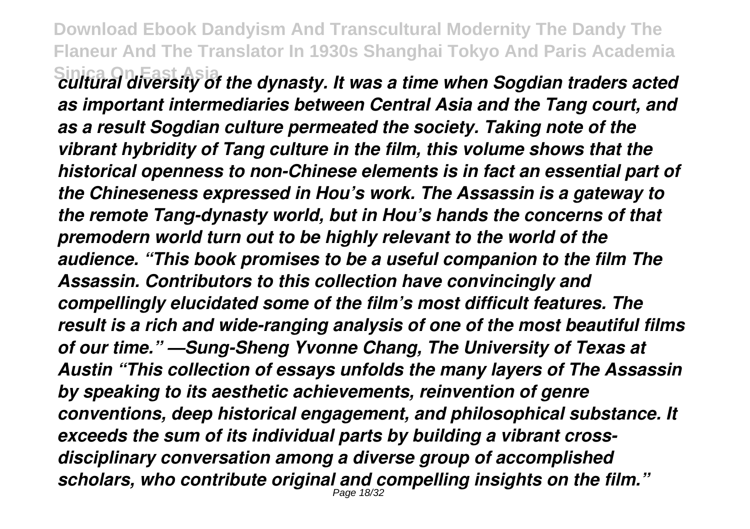*cultural diversity of the dynasty. It was a time when Sogdian traders acted as important intermediaries between Central Asia and the Tang court, and as a result Sogdian culture permeated the society. Taking note of the vibrant hybridity of Tang culture in the film, this volume shows that the historical openness to non-Chinese elements is in fact an essential part of the Chineseness expressed in Hou's work. The Assassin is a gateway to the remote Tang-dynasty world, but in Hou's hands the concerns of that premodern world turn out to be highly relevant to the world of the audience. "This book promises to be a useful companion to the film The Assassin. Contributors to this collection have convincingly and compellingly elucidated some of the film's most difficult features. The result is a rich and wide-ranging analysis of one of the most beautiful films of our time." —Sung-Sheng Yvonne Chang, The University of Texas at Austin "This collection of essays unfolds the many layers of The Assassin by speaking to its aesthetic achievements, reinvention of genre conventions, deep historical engagement, and philosophical substance. It exceeds the sum of its individual parts by building a vibrant cross-disciplinary conversation among a diverse group of accomplished scholars, who contribute original and compelling insights on the film."*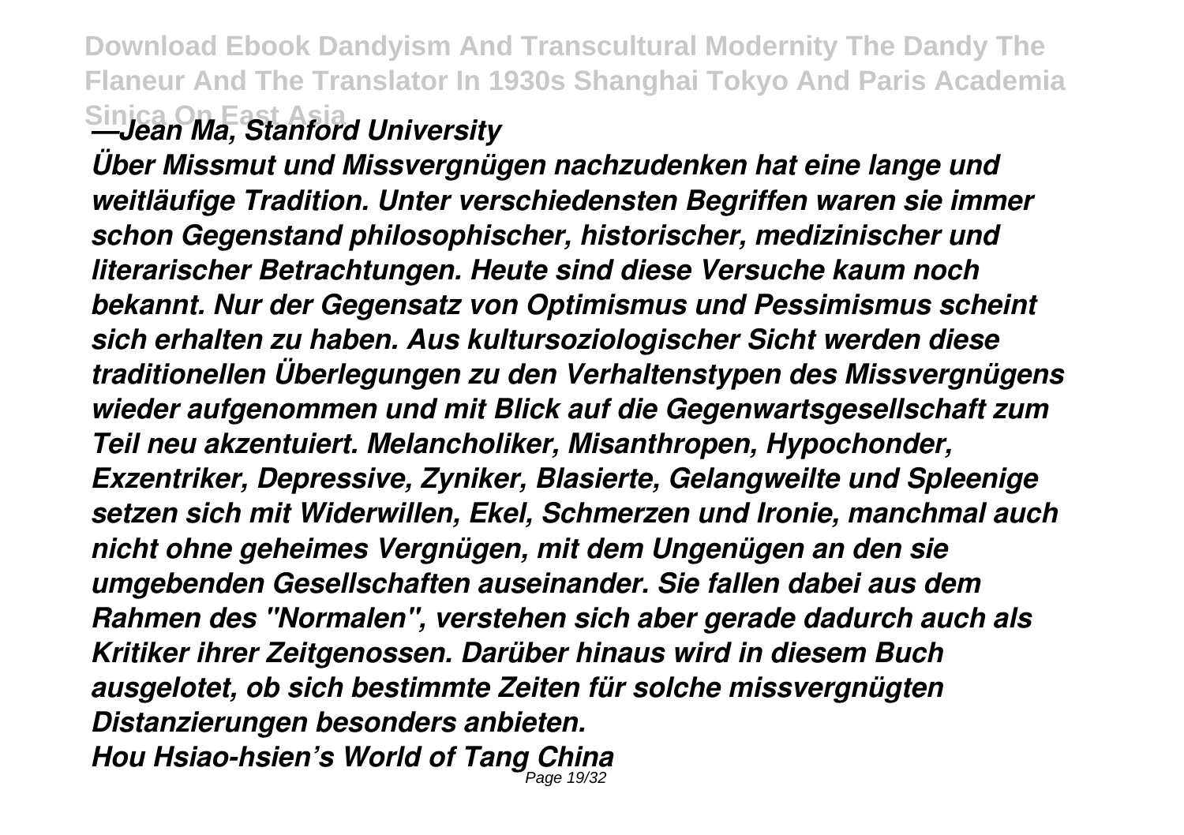*—Jean Ma, Stanford University*

*Über Missmut und Missvergnügen nachzudenken hat eine lange und weitläufige Tradition. Unter verschiedensten Begriffen waren sie immer schon Gegenstand philosophischer, historischer, medizinischer und literarischer Betrachtungen. Heute sind diese Versuche kaum noch bekannt. Nur der Gegensatz von Optimismus und Pessimismus scheint sich erhalten zu haben. Aus kultursoziologischer Sicht werden diese traditionellen Überlegungen zu den Verhaltenstypen des Missvergnügens wieder aufgenommen und mit Blick auf die Gegenwartsgesellschaft zum Teil neu akzentuiert. Melancholiker, Misanthropen, Hypochonder, Exzentriker, Depressive, Zyniker, Blasierte, Gelangweilte und Spleenige setzen sich mit Widerwillen, Ekel, Schmerzen und Ironie, manchmal auch nicht ohne geheimes Vergnügen, mit dem Ungenügen an den sie umgebenden Gesellschaften auseinander. Sie fallen dabei aus dem Rahmen des "Normalen", verstehen sich aber gerade dadurch auch als Kritiker ihrer Zeitgenossen. Darüber hinaus wird in diesem Buch ausgelotet, ob sich bestimmte Zeiten für solche missvergnügten Distanzierungen besonders anbieten.*

***Hou Hsiao-hsien's World of Tang China***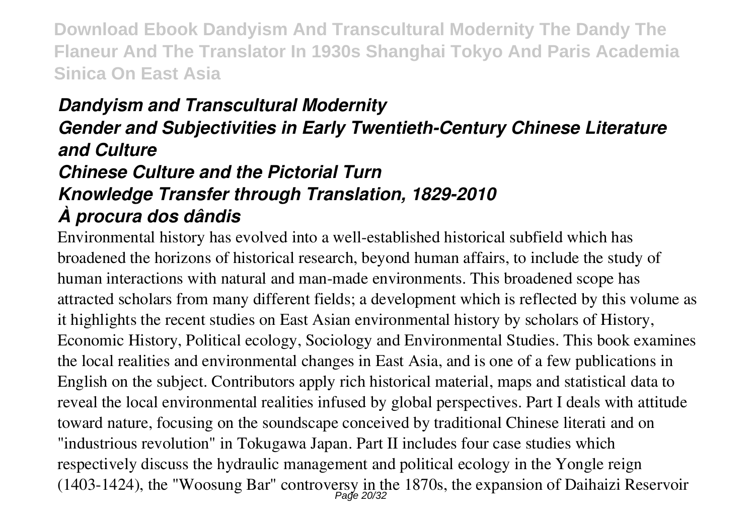***Dandyism and Transcultural Modernity***
***Gender and Subjectivities in Early Twentieth-Century Chinese Literature and Culture***
***Chinese Culture and the Pictorial Turn***
***Knowledge Transfer through Translation, 1829-2010***
***À procura dos dândis***

Environmental history has evolved into a well-established historical subfield which has broadened the horizons of historical research, beyond human affairs, to include the study of human interactions with natural and man-made environments. This broadened scope has attracted scholars from many different fields; a development which is reflected by this volume as it highlights the recent studies on East Asian environmental history by scholars of History, Economic History, Political ecology, Sociology and Environmental Studies. This book examines the local realities and environmental changes in East Asia, and is one of a few publications in English on the subject. Contributors apply rich historical material, maps and statistical data to reveal the local environmental realities infused by global perspectives. Part I deals with attitude toward nature, focusing on the soundscape conceived by traditional Chinese literati and on "industrious revolution" in Tokugawa Japan. Part II includes four case studies which respectively discuss the hydraulic management and political ecology in the Yongle reign (1403-1424), the "Woosung Bar" controversy in the 1870s, the expansion of Daihaizi Reservoir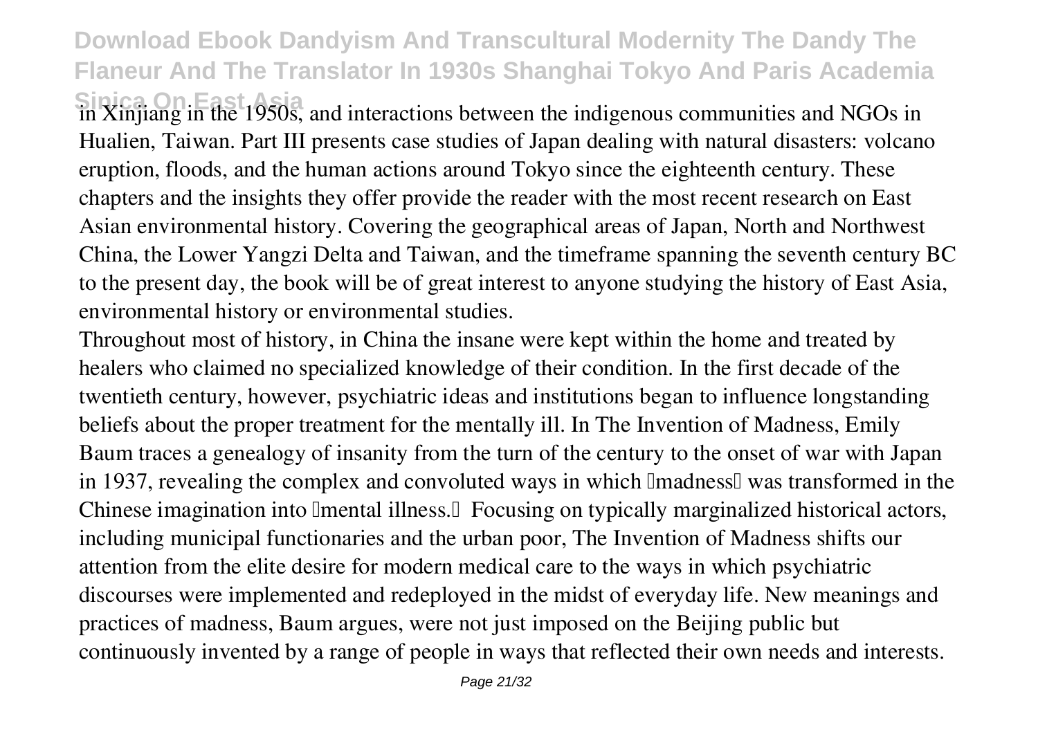in Xinjiang in the 1950s, and interactions between the indigenous communities and NGOs in Hualien, Taiwan. Part III presents case studies of Japan dealing with natural disasters: volcano eruption, floods, and the human actions around Tokyo since the eighteenth century. These chapters and the insights they offer provide the reader with the most recent research on East Asian environmental history. Covering the geographical areas of Japan, North and Northwest China, the Lower Yangzi Delta and Taiwan, and the timeframe spanning the seventh century BC to the present day, the book will be of great interest to anyone studying the history of East Asia, environmental history or environmental studies.

Throughout most of history, in China the insane were kept within the home and treated by healers who claimed no specialized knowledge of their condition. In the first decade of the twentieth century, however, psychiatric ideas and institutions began to influence longstanding beliefs about the proper treatment for the mentally ill. In The Invention of Madness, Emily Baum traces a genealogy of insanity from the turn of the century to the onset of war with Japan in 1937, revealing the complex and convoluted ways in which "madness" was transformed in the Chinese imagination into "mental illness." Focusing on typically marginalized historical actors, including municipal functionaries and the urban poor, The Invention of Madness shifts our attention from the elite desire for modern medical care to the ways in which psychiatric discourses were implemented and redeployed in the midst of everyday life. New meanings and practices of madness, Baum argues, were not just imposed on the Beijing public but continuously invented by a range of people in ways that reflected their own needs and interests.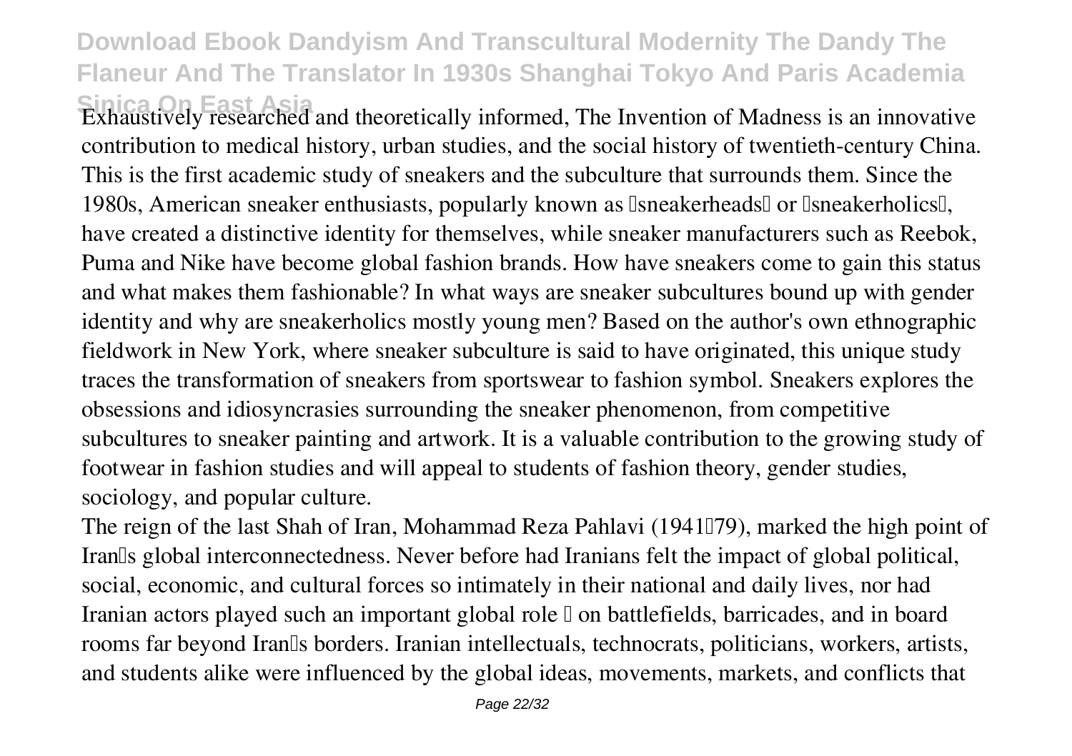Exhaustively researched and theoretically informed, The Invention of Madness is an innovative contribution to medical history, urban studies, and the social history of twentieth-century China. This is the first academic study of sneakers and the subculture that surrounds them. Since the 1980s, American sneaker enthusiasts, popularly known as 'sneakerheads' or 'sneakerholics', have created a distinctive identity for themselves, while sneaker manufacturers such as Reebok, Puma and Nike have become global fashion brands. How have sneakers come to gain this status and what makes them fashionable? In what ways are sneaker subcultures bound up with gender identity and why are sneakerholics mostly young men? Based on the author's own ethnographic fieldwork in New York, where sneaker subculture is said to have originated, this unique study traces the transformation of sneakers from sportswear to fashion symbol. Sneakers explores the obsessions and idiosyncrasies surrounding the sneaker phenomenon, from competitive subcultures to sneaker painting and artwork. It is a valuable contribution to the growing study of footwear in fashion studies and will appeal to students of fashion theory, gender studies, sociology, and popular culture.

The reign of the last Shah of Iran, Mohammad Reza Pahlavi (1941–79), marked the high point of Iran's global interconnectedness. Never before had Iranians felt the impact of global political, social, economic, and cultural forces so intimately in their national and daily lives, nor had Iranian actors played such an important global role – on battlefields, barricades, and in board rooms far beyond Iran's borders. Iranian intellectuals, technocrats, politicians, workers, artists, and students alike were influenced by the global ideas, movements, markets, and conflicts that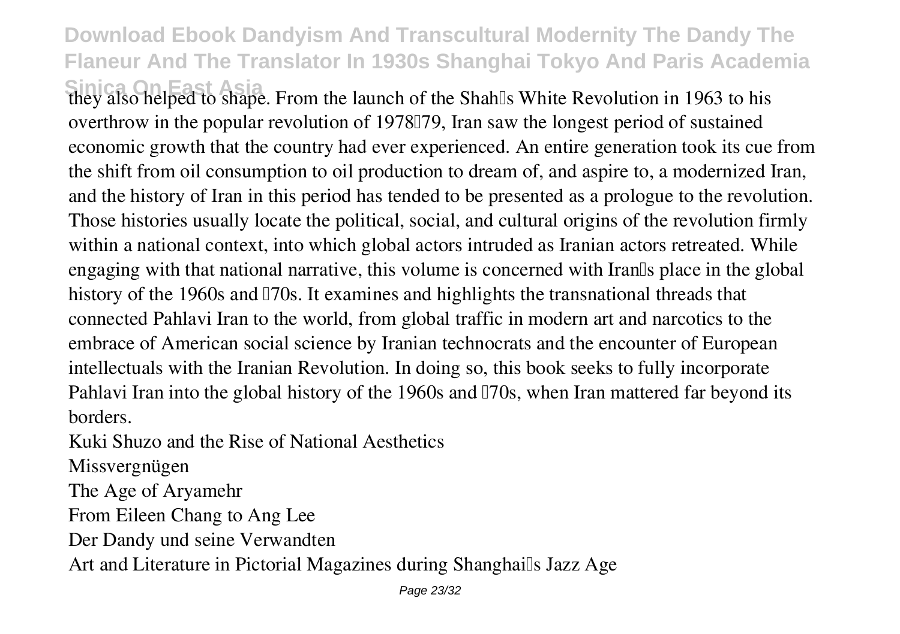they also helped to shape. From the launch of the Shah's White Revolution in 1963 to his overthrow in the popular revolution of 1978–79, Iran saw the longest period of sustained economic growth that the country had ever experienced. An entire generation took its cue from the shift from oil consumption to oil production to dream of, and aspire to, a modernized Iran, and the history of Iran in this period has tended to be presented as a prologue to the revolution. Those histories usually locate the political, social, and cultural origins of the revolution firmly within a national context, into which global actors intruded as Iranian actors retreated. While engaging with that national narrative, this volume is concerned with Iran's place in the global history of the 1960s and '70s. It examines and highlights the transnational threads that connected Pahlavi Iran to the world, from global traffic in modern art and narcotics to the embrace of American social science by Iranian technocrats and the encounter of European intellectuals with the Iranian Revolution. In doing so, this book seeks to fully incorporate Pahlavi Iran into the global history of the 1960s and '70s, when Iran mattered far beyond its borders.

Kuki Shuzo and the Rise of National Aesthetics

Missvergnügen

The Age of Aryamehr

From Eileen Chang to Ang Lee

Der Dandy und seine Verwandten

Art and Literature in Pictorial Magazines during Shanghai's Jazz Age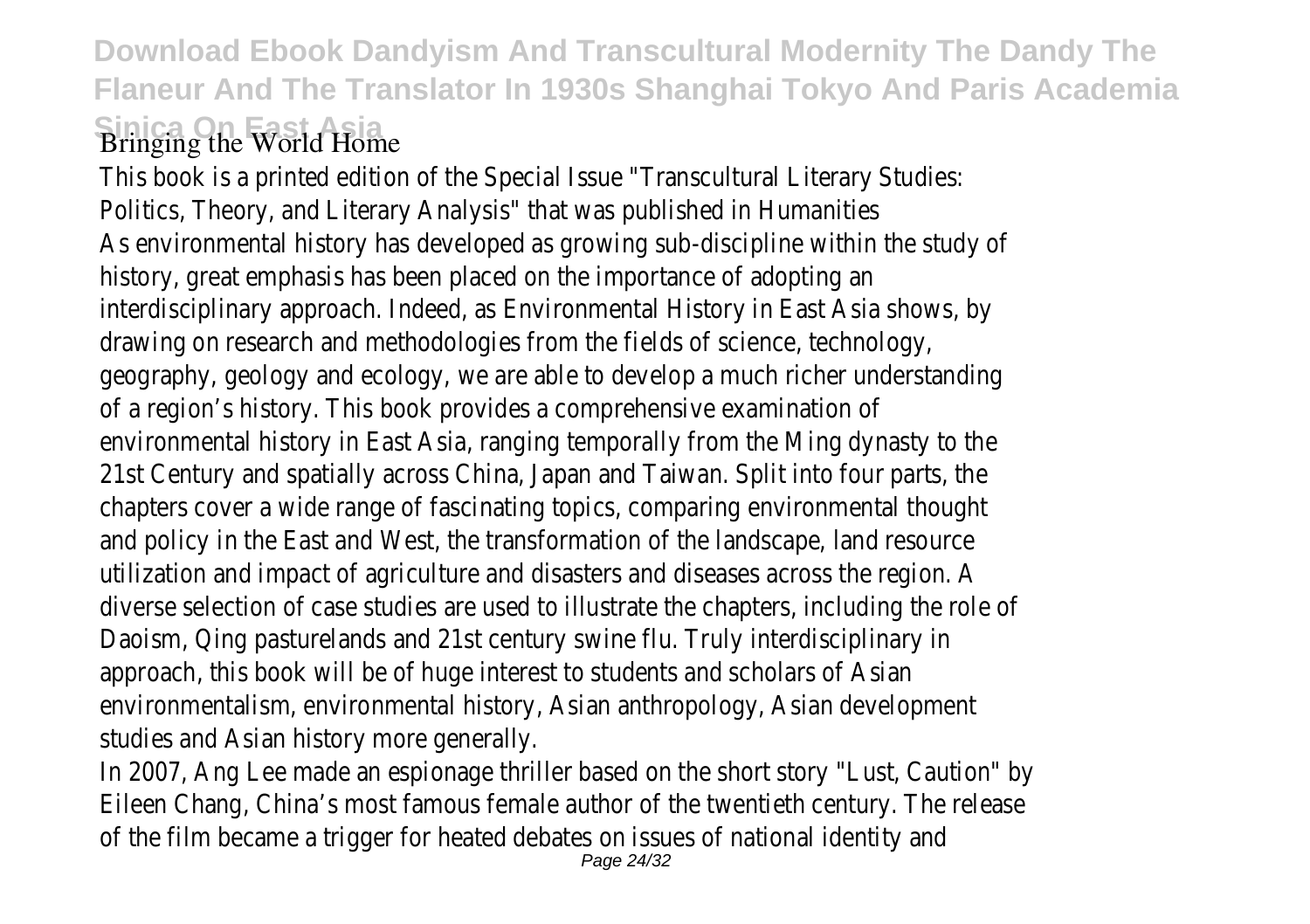Bringing the World Home

This book is a printed edition of the Special Issue "Transcultural Literary Studies: Politics, Theory, and Literary Analysis" that was published in Humanities

As environmental history has developed as growing sub-discipline within the study of history, great emphasis has been placed on the importance of adopting an interdisciplinary approach. Indeed, as Environmental History in East Asia shows, by drawing on research and methodologies from the fields of science, technology, geography, geology and ecology, we are able to develop a much richer understanding of a region's history. This book provides a comprehensive examination of environmental history in East Asia, ranging temporally from the Ming dynasty to the 21st Century and spatially across China, Japan and Taiwan. Split into four parts, the chapters cover a wide range of fascinating topics, comparing environmental thought and policy in the East and West, the transformation of the landscape, land resource utilization and impact of agriculture and disasters and diseases across the region. A diverse selection of case studies are used to illustrate the chapters, including the role of Daoism, Qing pasturelands and 21st century swine flu. Truly interdisciplinary in approach, this book will be of huge interest to students and scholars of Asian environmentalism, environmental history, Asian anthropology, Asian development studies and Asian history more generally.

In 2007, Ang Lee made an espionage thriller based on the short story "Lust, Caution" by Eileen Chang, China's most famous female author of the twentieth century. The release of the film became a trigger for heated debates on issues of national identity and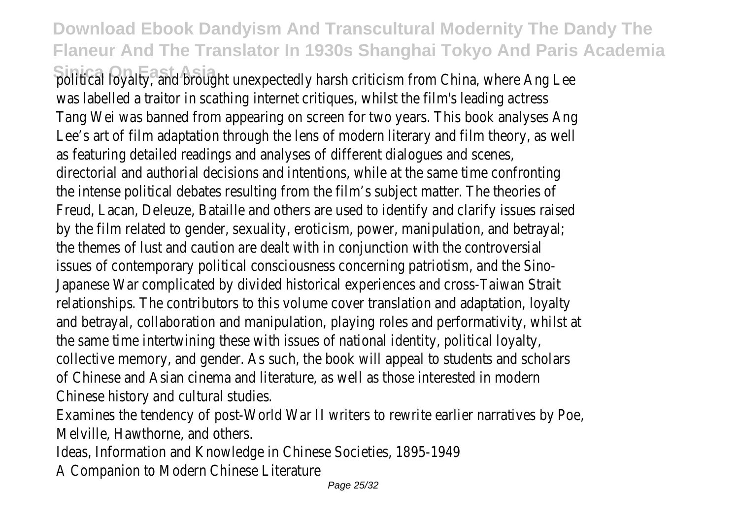political loyalty, and brought unexpectedly harsh criticism from China, where Ang Lee was labelled a traitor in scathing internet critiques, whilst the film's leading actress Tang Wei was banned from appearing on screen for two years. This book analyses Ang Lee's art of film adaptation through the lens of modern literary and film theory, as well as featuring detailed readings and analyses of different dialogues and scenes, directorial and authorial decisions and intentions, while at the same time confronting the intense political debates resulting from the film's subject matter. The theories of Freud, Lacan, Deleuze, Bataille and others are used to identify and clarify issues raised by the film related to gender, sexuality, eroticism, power, manipulation, and betrayal; the themes of lust and caution are dealt with in conjunction with the controversial issues of contemporary political consciousness concerning patriotism, and the Sino-Japanese War complicated by divided historical experiences and cross-Taiwan Strait relationships. The contributors to this volume cover translation and adaptation, loyalty and betrayal, collaboration and manipulation, playing roles and performativity, whilst at the same time intertwining these with issues of national identity, political loyalty, collective memory, and gender. As such, the book will appeal to students and scholars of Chinese and Asian cinema and literature, as well as those interested in modern Chinese history and cultural studies.

Examines the tendency of post-World War II writers to rewrite earlier narratives by Poe, Melville, Hawthorne, and others.

Ideas, Information and Knowledge in Chinese Societies, 1895-1949

A Companion to Modern Chinese Literature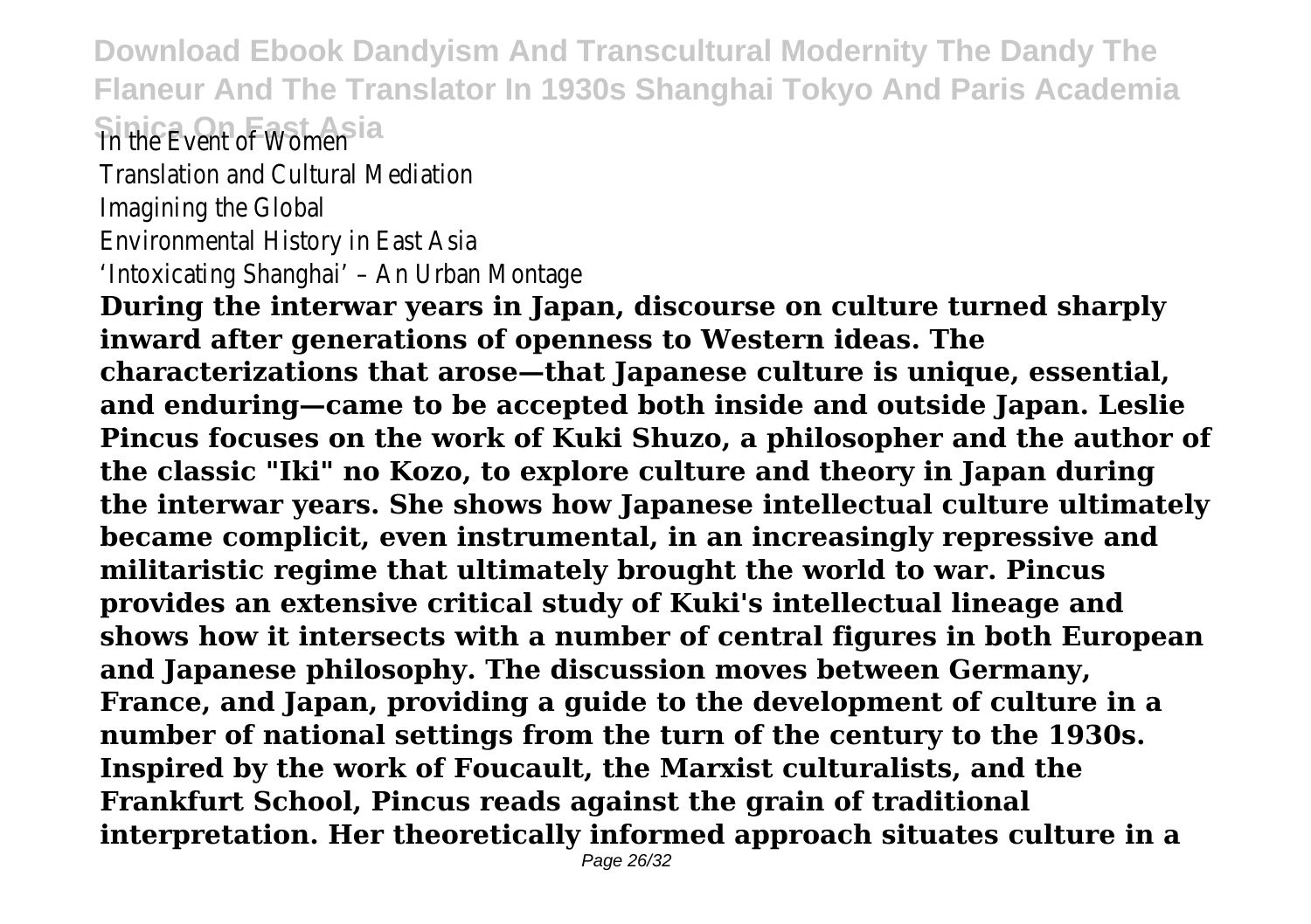In the Event of Women

Translation and Cultural Mediation

Imagining the Global

Environmental History in East Asia

'Intoxicating Shanghai' – An Urban Montage

**During the interwar years in Japan, discourse on culture turned sharply inward after generations of openness to Western ideas. The characterizations that arose—that Japanese culture is unique, essential, and enduring—came to be accepted both inside and outside Japan. Leslie Pincus focuses on the work of Kuki Shuzo, a philosopher and the author of the classic "Iki" no Kozo, to explore culture and theory in Japan during the interwar years. She shows how Japanese intellectual culture ultimately became complicit, even instrumental, in an increasingly repressive and militaristic regime that ultimately brought the world to war. Pincus provides an extensive critical study of Kuki's intellectual lineage and shows how it intersects with a number of central figures in both European and Japanese philosophy. The discussion moves between Germany, France, and Japan, providing a guide to the development of culture in a number of national settings from the turn of the century to the 1930s. Inspired by the work of Foucault, the Marxist culturalists, and the Frankfurt School, Pincus reads against the grain of traditional interpretation. Her theoretically informed approach situates culture in a**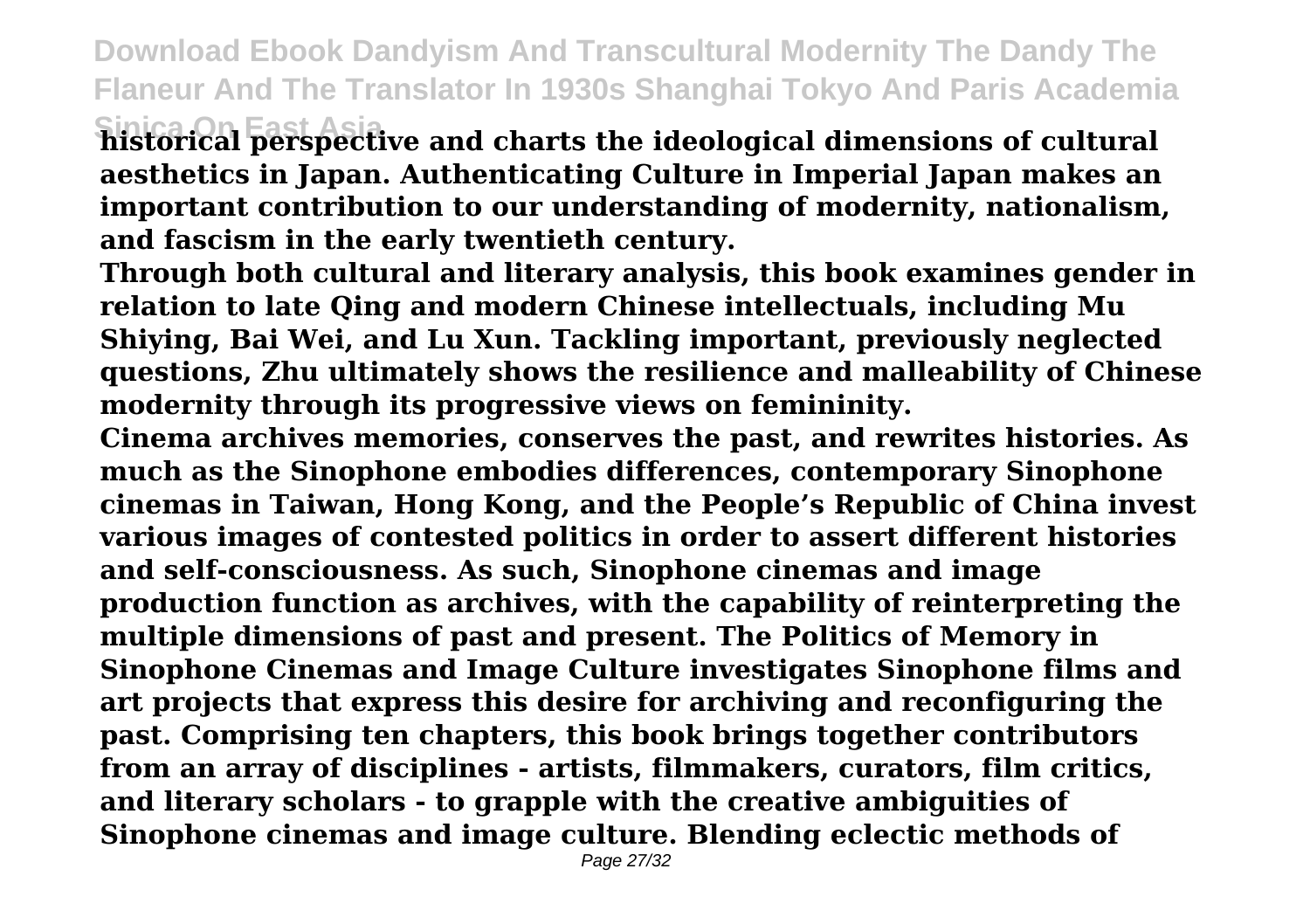**historical perspective and charts the ideological dimensions of cultural aesthetics in Japan. Authenticating Culture in Imperial Japan makes an important contribution to our understanding of modernity, nationalism, and fascism in the early twentieth century.**

**Through both cultural and literary analysis, this book examines gender in relation to late Qing and modern Chinese intellectuals, including Mu Shiying, Bai Wei, and Lu Xun. Tackling important, previously neglected questions, Zhu ultimately shows the resilience and malleability of Chinese modernity through its progressive views on femininity.**

**Cinema archives memories, conserves the past, and rewrites histories. As much as the Sinophone embodies differences, contemporary Sinophone cinemas in Taiwan, Hong Kong, and the People's Republic of China invest various images of contested politics in order to assert different histories and self-consciousness. As such, Sinophone cinemas and image production function as archives, with the capability of reinterpreting the multiple dimensions of past and present. The Politics of Memory in Sinophone Cinemas and Image Culture investigates Sinophone films and art projects that express this desire for archiving and reconfiguring the past. Comprising ten chapters, this book brings together contributors from an array of disciplines - artists, filmmakers, curators, film critics, and literary scholars - to grapple with the creative ambiguities of Sinophone cinemas and image culture. Blending eclectic methods of**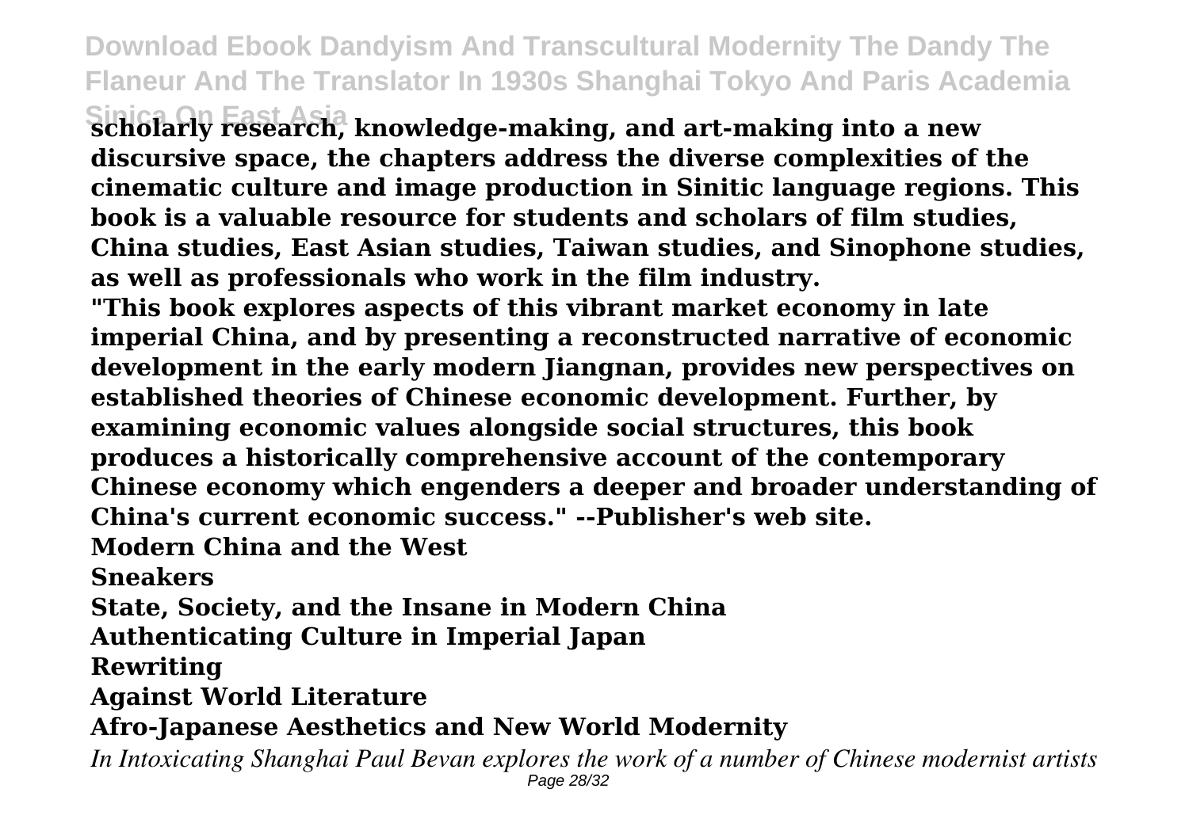**scholarly research, knowledge-making, and art-making into a new discursive space, the chapters address the diverse complexities of the cinematic culture and image production in Sinitic language regions. This book is a valuable resource for students and scholars of film studies, China studies, East Asian studies, Taiwan studies, and Sinophone studies, as well as professionals who work in the film industry.**

**"This book explores aspects of this vibrant market economy in late imperial China, and by presenting a reconstructed narrative of economic development in the early modern Jiangnan, provides new perspectives on established theories of Chinese economic development. Further, by examining economic values alongside social structures, this book produces a historically comprehensive account of the contemporary Chinese economy which engenders a deeper and broader understanding of China's current economic success." --Publisher's web site.**

**Modern China and the West**

**Sneakers**

**State, Society, and the Insane in Modern China**

**Authenticating Culture in Imperial Japan**

**Rewriting**

**Against World Literature**

**Afro-Japanese Aesthetics and New World Modernity**

*In Intoxicating Shanghai Paul Bevan explores the work of a number of Chinese modernist artists*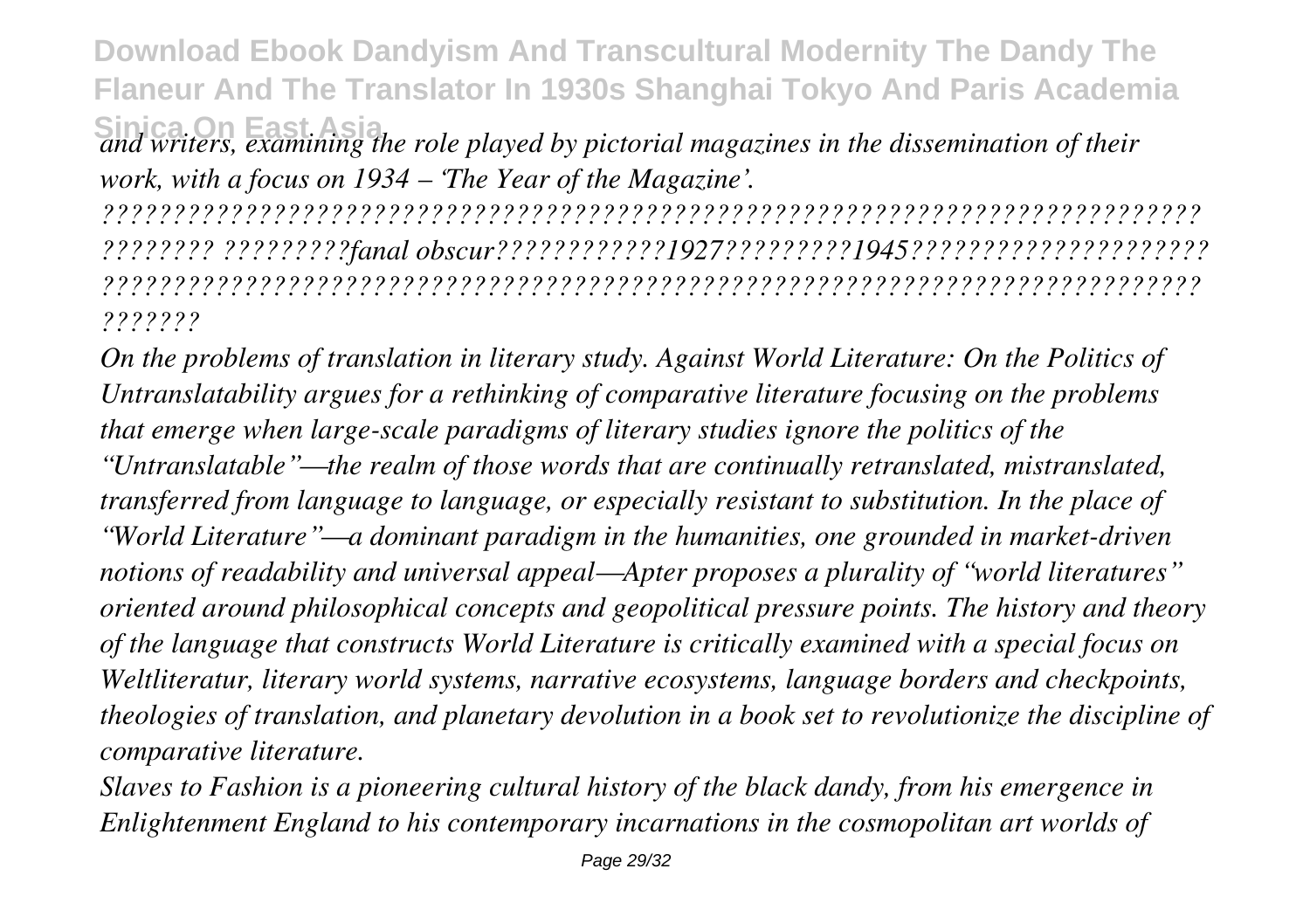*and writers, examining the role played by pictorial magazines in the dissemination of their work, with a focus on 1934 – 'The Year of the Magazine'.*

*????????????????????????????????????????????????????????????????????????? ???????? ?????????fanal obscur????????????1927?????????1945????????????????????? ??????????????????????????????????????????????????????????????????????????? ???????*

*On the problems of translation in literary study. Against World Literature: On the Politics of Untranslatability argues for a rethinking of comparative literature focusing on the problems that emerge when large-scale paradigms of literary studies ignore the politics of the "Untranslatable"—the realm of those words that are continually retranslated, mistranslated, transferred from language to language, or especially resistant to substitution. In the place of "World Literature"—a dominant paradigm in the humanities, one grounded in market-driven notions of readability and universal appeal—Apter proposes a plurality of "world literatures" oriented around philosophical concepts and geopolitical pressure points. The history and theory of the language that constructs World Literature is critically examined with a special focus on Weltliteratur, literary world systems, narrative ecosystems, language borders and checkpoints, theologies of translation, and planetary devolution in a book set to revolutionize the discipline of comparative literature.*

*Slaves to Fashion is a pioneering cultural history of the black dandy, from his emergence in Enlightenment England to his contemporary incarnations in the cosmopolitan art worlds of*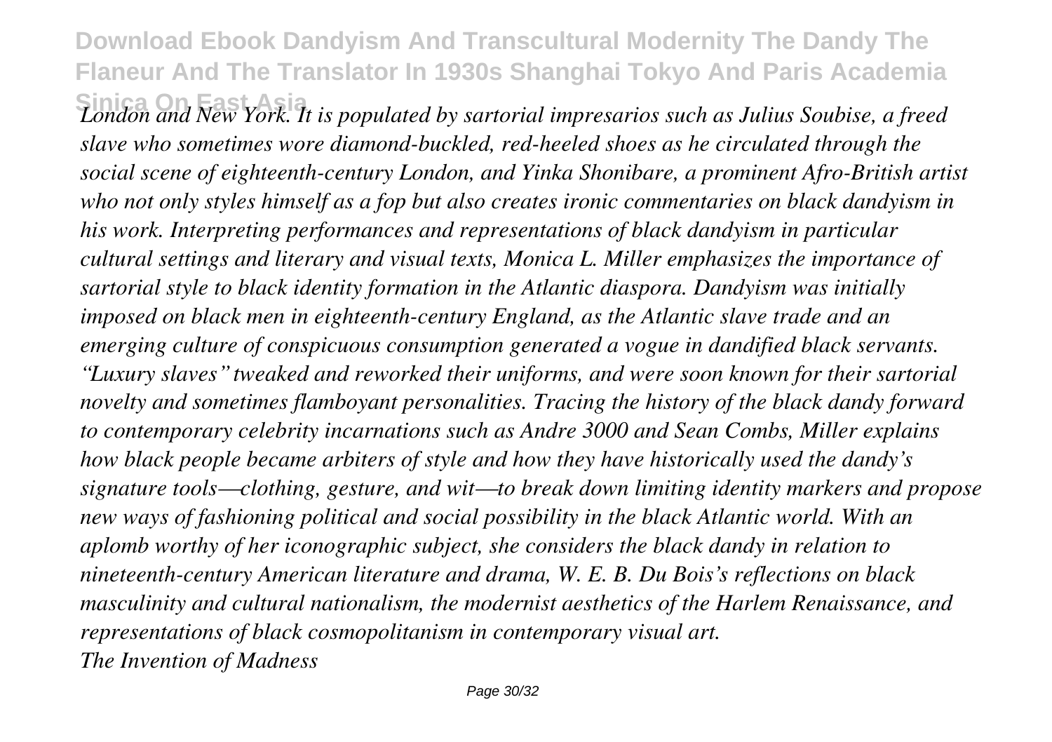*London and New York. It is populated by sartorial impresarios such as Julius Soubise, a freed slave who sometimes wore diamond-buckled, red-heeled shoes as he circulated through the social scene of eighteenth-century London, and Yinka Shonibare, a prominent Afro-British artist who not only styles himself as a fop but also creates ironic commentaries on black dandyism in his work. Interpreting performances and representations of black dandyism in particular cultural settings and literary and visual texts, Monica L. Miller emphasizes the importance of sartorial style to black identity formation in the Atlantic diaspora. Dandyism was initially imposed on black men in eighteenth-century England, as the Atlantic slave trade and an emerging culture of conspicuous consumption generated a vogue in dandified black servants. "Luxury slaves" tweaked and reworked their uniforms, and were soon known for their sartorial novelty and sometimes flamboyant personalities. Tracing the history of the black dandy forward to contemporary celebrity incarnations such as Andre 3000 and Sean Combs, Miller explains how black people became arbiters of style and how they have historically used the dandy's signature tools—clothing, gesture, and wit—to break down limiting identity markers and propose new ways of fashioning political and social possibility in the black Atlantic world. With an aplomb worthy of her iconographic subject, she considers the black dandy in relation to nineteenth-century American literature and drama, W. E. B. Du Bois's reflections on black masculinity and cultural nationalism, the modernist aesthetics of the Harlem Renaissance, and representations of black cosmopolitanism in contemporary visual art.*

*The Invention of Madness*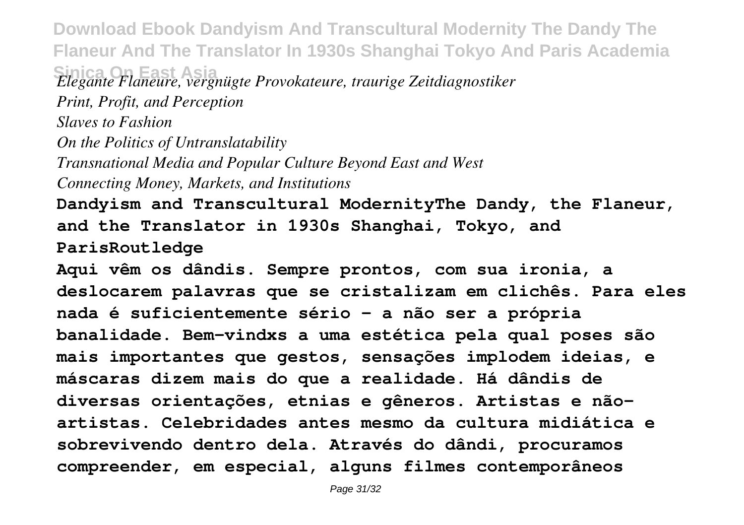*Elegante Flaneure, vergnügte Provokateure, traurige Zeitdiagnostiker*

*Print, Profit, and Perception*

*Slaves to Fashion*

*On the Politics of Untranslatability*

*Transnational Media and Popular Culture Beyond East and West*

*Connecting Money, Markets, and Institutions*

**Dandyism and Transcultural ModernityThe Dandy, the Flaneur, and the Translator in 1930s Shanghai, Tokyo, and ParisRoutledge**

**Aqui vêm os dândis. Sempre prontos, com sua ironia, a deslocarem palavras que se cristalizam em clichês. Para eles nada é suficientemente sério – a não ser a própria banalidade. Bem-vindxs a uma estética pela qual poses são mais importantes que gestos, sensações implodem ideias, e máscaras dizem mais do que a realidade. Há dândis de diversas orientações, etnias e gêneros. Artistas e não-artistas. Celebridades antes mesmo da cultura midiática e sobrevivendo dentro dela. Através do dândi, procuramos compreender, em especial, alguns filmes contemporâneos**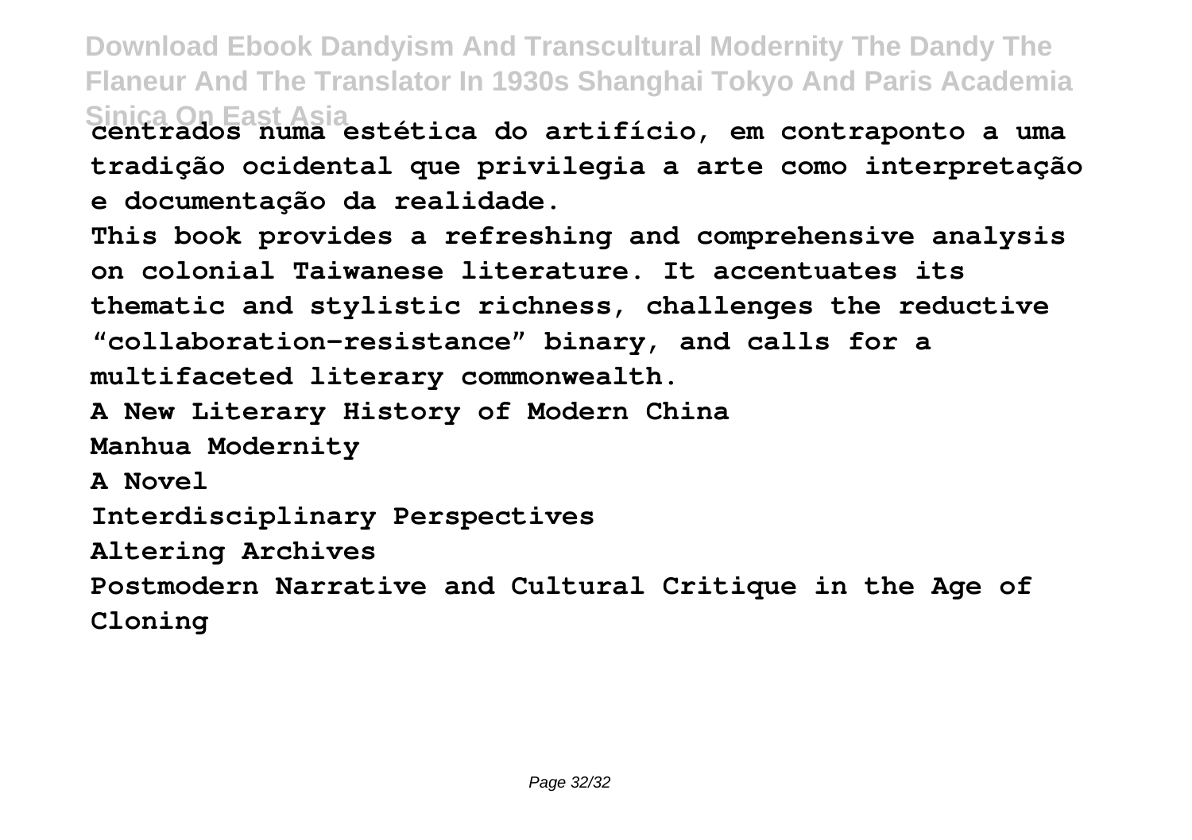centrados numa estética do artifício, em contraponto a uma tradição ocidental que privilegia a arte como interpretação e documentação da realidade.

This book provides a refreshing and comprehensive analysis on colonial Taiwanese literature. It accentuates its thematic and stylistic richness, challenges the reductive "collaboration-resistance" binary, and calls for a multifaceted literary commonwealth.

A New Literary History of Modern China

Manhua Modernity

A Novel

Interdisciplinary Perspectives

Altering Archives

Postmodern Narrative and Cultural Critique in the Age of Cloning